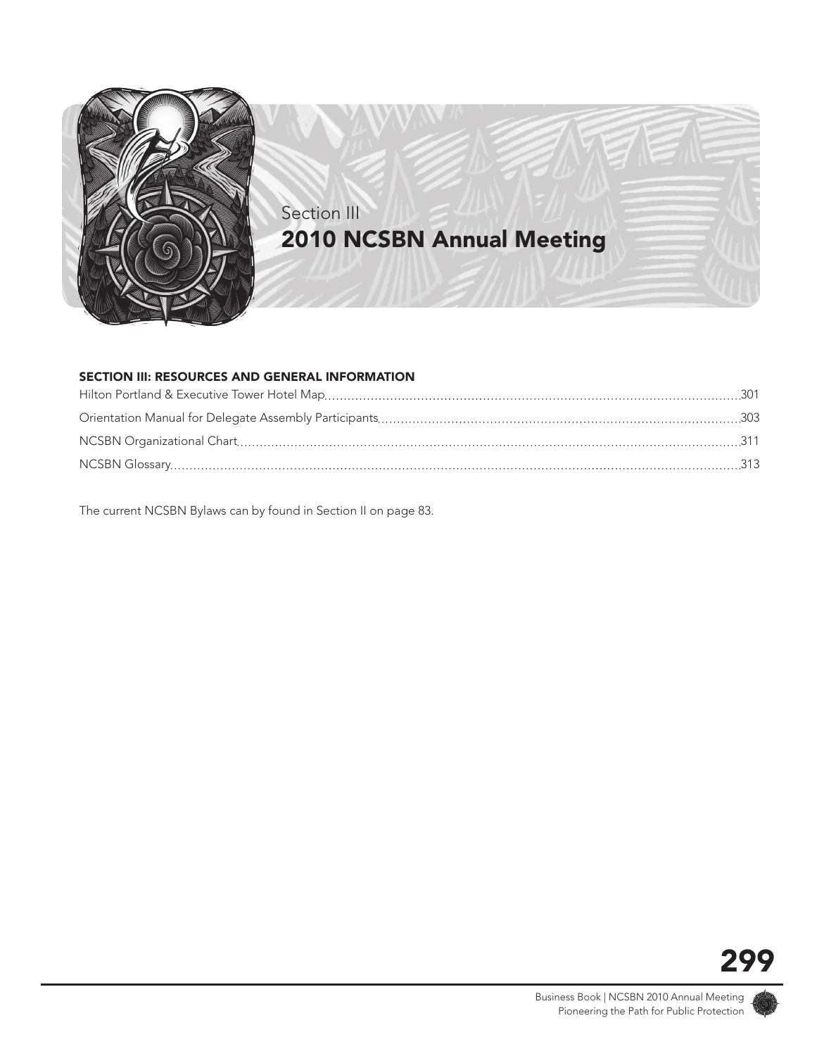Section III

# 2010 NCSBN Annual Meeting

## SECTION III: RESOURCES AND GENERAL INFORMATION

Hilton Portland & Executive Tower Hotel Map .......... 301

Orientation Manual for Delegate Assembly Participants .......... 303

NCSBN Organizational Chart .......... 311

NCSBN Glossary .......... 313

The current NCSBN Bylaws can by found in Section II on page 83.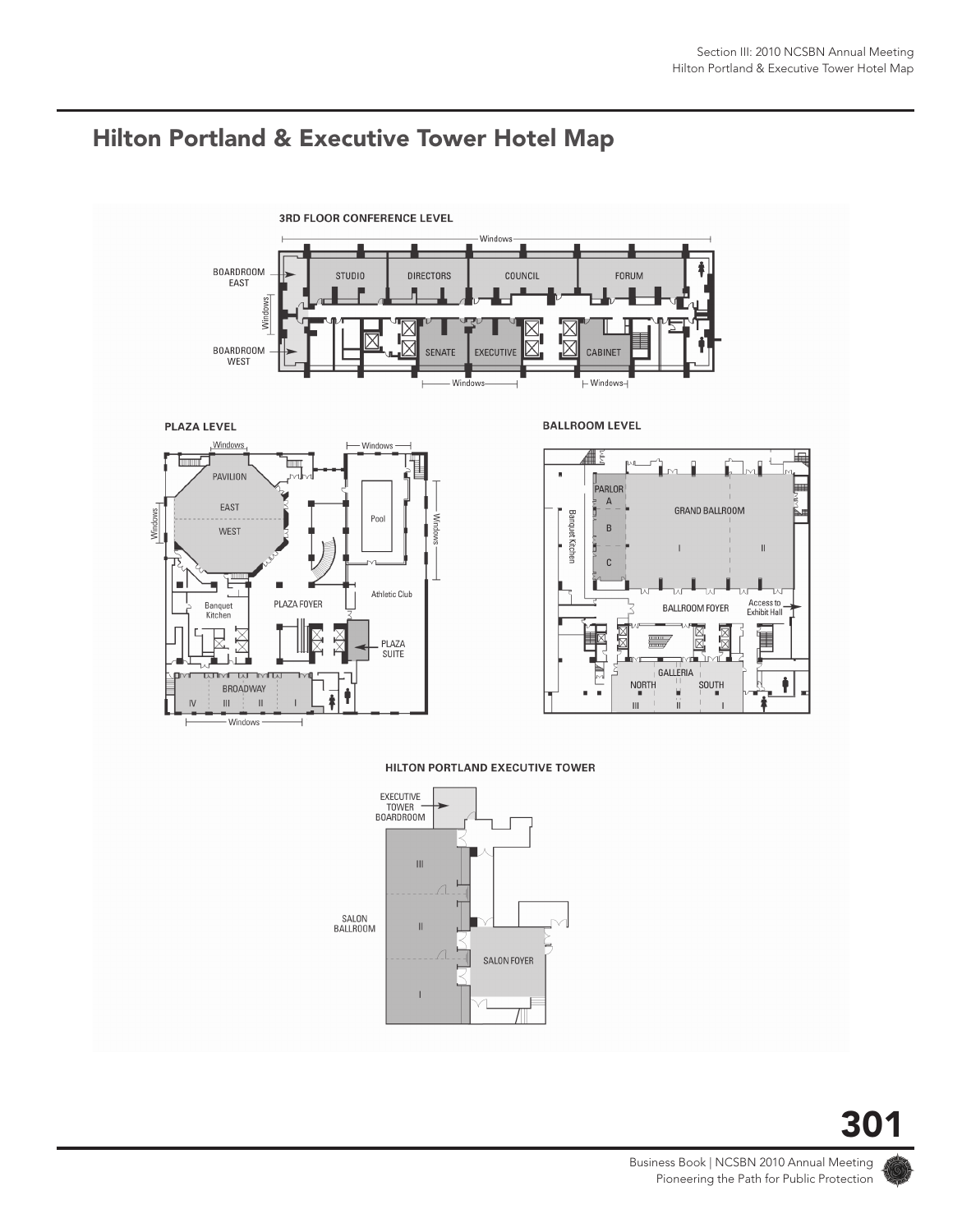# Hilton Portland & Executive Tower Hotel Map

### 3RD FLOOR CONFERENCE LEVEL

Windows

BOARDROOM EAST

STUDIO

DIRECTORS

COUNCIL

FORUM

Windows

BOARDROOM WEST

SENATE

EXECUTIVE

CABINET

Windows

Windows

### PLAZA LEVEL

Windows

Windows

PAVILION

EAST

WEST

Windows

Pool

Windows

Athletic Club

Banquet Kitchen

PLAZA FOYER

PLAZA SUITE

BROADWAY

IV III II I

Windows

### BALLROOM LEVEL

PARLOR

A

B

C

Banquet Kitchen

GRAND BALLROOM

I II

BALLROOM FOYER

Access to Exhibit Hall

GALLERIA

NORTH

SOUTH

III II I

### HILTON PORTLAND EXECUTIVE TOWER

EXECUTIVE TOWER BOARDROOM

III

SALON BALLROOM

II

SALON FOYER

I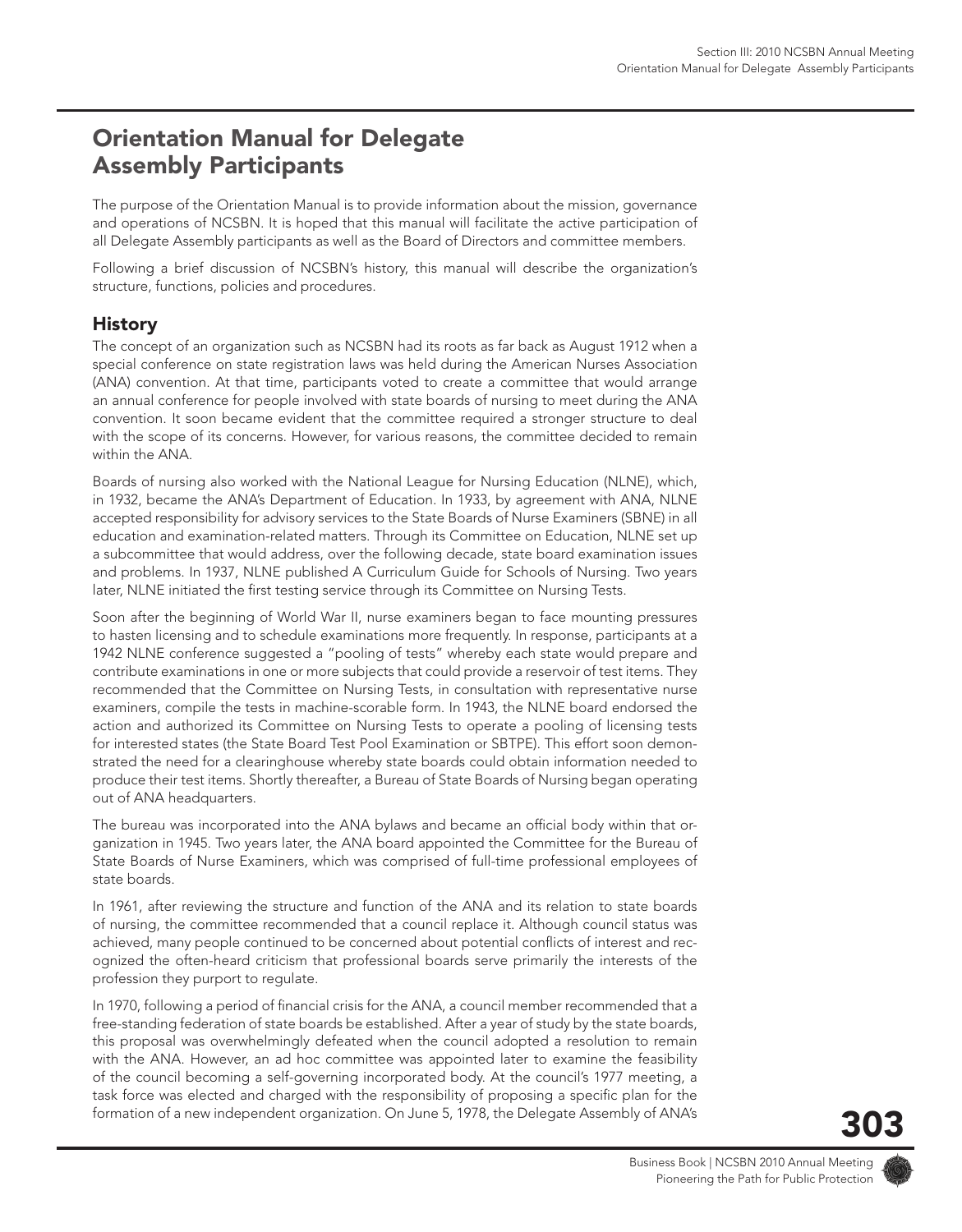# Orientation Manual for Delegate Assembly Participants

The purpose of the Orientation Manual is to provide information about the mission, governance and operations of NCSBN. It is hoped that this manual will facilitate the active participation of all Delegate Assembly participants as well as the Board of Directors and committee members.

Following a brief discussion of NCSBN's history, this manual will describe the organization's structure, functions, policies and procedures.

## History

The concept of an organization such as NCSBN had its roots as far back as August 1912 when a special conference on state registration laws was held during the American Nurses Association (ANA) convention. At that time, participants voted to create a committee that would arrange an annual conference for people involved with state boards of nursing to meet during the ANA convention. It soon became evident that the committee required a stronger structure to deal with the scope of its concerns. However, for various reasons, the committee decided to remain within the ANA.

Boards of nursing also worked with the National League for Nursing Education (NLNE), which, in 1932, became the ANA's Department of Education. In 1933, by agreement with ANA, NLNE accepted responsibility for advisory services to the State Boards of Nurse Examiners (SBNE) in all education and examination-related matters. Through its Committee on Education, NLNE set up a subcommittee that would address, over the following decade, state board examination issues and problems. In 1937, NLNE published A Curriculum Guide for Schools of Nursing. Two years later, NLNE initiated the first testing service through its Committee on Nursing Tests.

Soon after the beginning of World War II, nurse examiners began to face mounting pressures to hasten licensing and to schedule examinations more frequently. In response, participants at a 1942 NLNE conference suggested a "pooling of tests" whereby each state would prepare and contribute examinations in one or more subjects that could provide a reservoir of test items. They recommended that the Committee on Nursing Tests, in consultation with representative nurse examiners, compile the tests in machine-scorable form. In 1943, the NLNE board endorsed the action and authorized its Committee on Nursing Tests to operate a pooling of licensing tests for interested states (the State Board Test Pool Examination or SBTPE). This effort soon demonstrated the need for a clearinghouse whereby state boards could obtain information needed to produce their test items. Shortly thereafter, a Bureau of State Boards of Nursing began operating out of ANA headquarters.

The bureau was incorporated into the ANA bylaws and became an official body within that organization in 1945. Two years later, the ANA board appointed the Committee for the Bureau of State Boards of Nurse Examiners, which was comprised of full-time professional employees of state boards.

In 1961, after reviewing the structure and function of the ANA and its relation to state boards of nursing, the committee recommended that a council replace it. Although council status was achieved, many people continued to be concerned about potential conflicts of interest and recognized the often-heard criticism that professional boards serve primarily the interests of the profession they purport to regulate.

In 1970, following a period of financial crisis for the ANA, a council member recommended that a free-standing federation of state boards be established. After a year of study by the state boards, this proposal was overwhelmingly defeated when the council adopted a resolution to remain with the ANA. However, an ad hoc committee was appointed later to examine the feasibility of the council becoming a self-governing incorporated body. At the council's 1977 meeting, a task force was elected and charged with the responsibility of proposing a specific plan for the formation of a new independent organization. On June 5, 1978, the Delegate Assembly of ANA's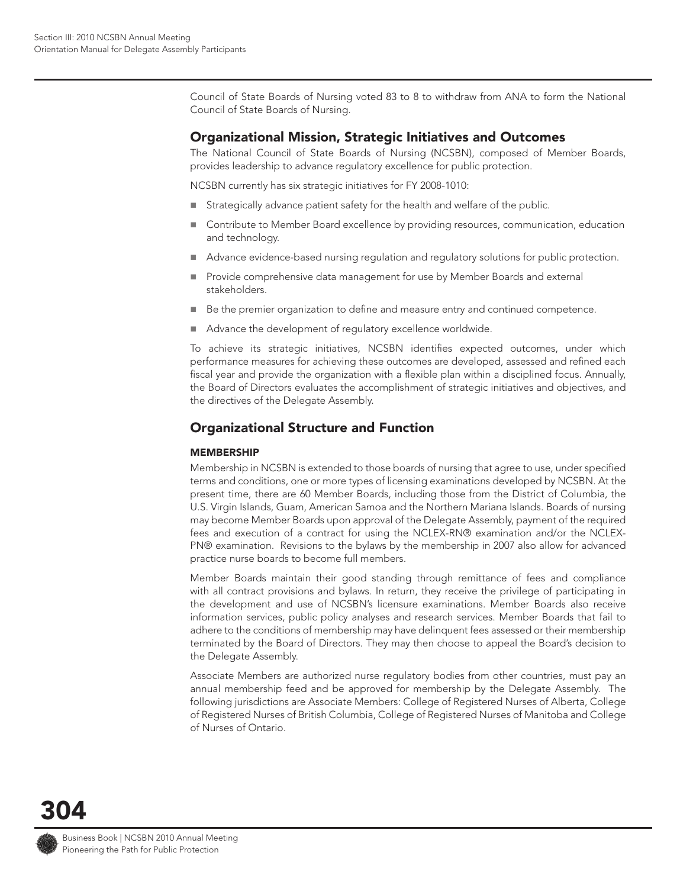Council of State Boards of Nursing voted 83 to 8 to withdraw from ANA to form the National Council of State Boards of Nursing.

## Organizational Mission, Strategic Initiatives and Outcomes

The National Council of State Boards of Nursing (NCSBN), composed of Member Boards, provides leadership to advance regulatory excellence for public protection.

NCSBN currently has six strategic initiatives for FY 2008-1010:

- Strategically advance patient safety for the health and welfare of the public.
- Contribute to Member Board excellence by providing resources, communication, education and technology.
- Advance evidence-based nursing regulation and regulatory solutions for public protection.
- Provide comprehensive data management for use by Member Boards and external stakeholders.
- Be the premier organization to define and measure entry and continued competence.
- Advance the development of regulatory excellence worldwide.

To achieve its strategic initiatives, NCSBN identifies expected outcomes, under which performance measures for achieving these outcomes are developed, assessed and refined each fiscal year and provide the organization with a flexible plan within a disciplined focus. Annually, the Board of Directors evaluates the accomplishment of strategic initiatives and objectives, and the directives of the Delegate Assembly.

## Organizational Structure and Function

### MEMBERSHIP

Membership in NCSBN is extended to those boards of nursing that agree to use, under specified terms and conditions, one or more types of licensing examinations developed by NCSBN. At the present time, there are 60 Member Boards, including those from the District of Columbia, the U.S. Virgin Islands, Guam, American Samoa and the Northern Mariana Islands. Boards of nursing may become Member Boards upon approval of the Delegate Assembly, payment of the required fees and execution of a contract for using the NCLEX-RN® examination and/or the NCLEX-PN® examination. Revisions to the bylaws by the membership in 2007 also allow for advanced practice nurse boards to become full members.

Member Boards maintain their good standing through remittance of fees and compliance with all contract provisions and bylaws. In return, they receive the privilege of participating in the development and use of NCSBN's licensure examinations. Member Boards also receive information services, public policy analyses and research services. Member Boards that fail to adhere to the conditions of membership may have delinquent fees assessed or their membership terminated by the Board of Directors. They may then choose to appeal the Board's decision to the Delegate Assembly.

Associate Members are authorized nurse regulatory bodies from other countries, must pay an annual membership feed and be approved for membership by the Delegate Assembly. The following jurisdictions are Associate Members: College of Registered Nurses of Alberta, College of Registered Nurses of British Columbia, College of Registered Nurses of Manitoba and College of Nurses of Ontario.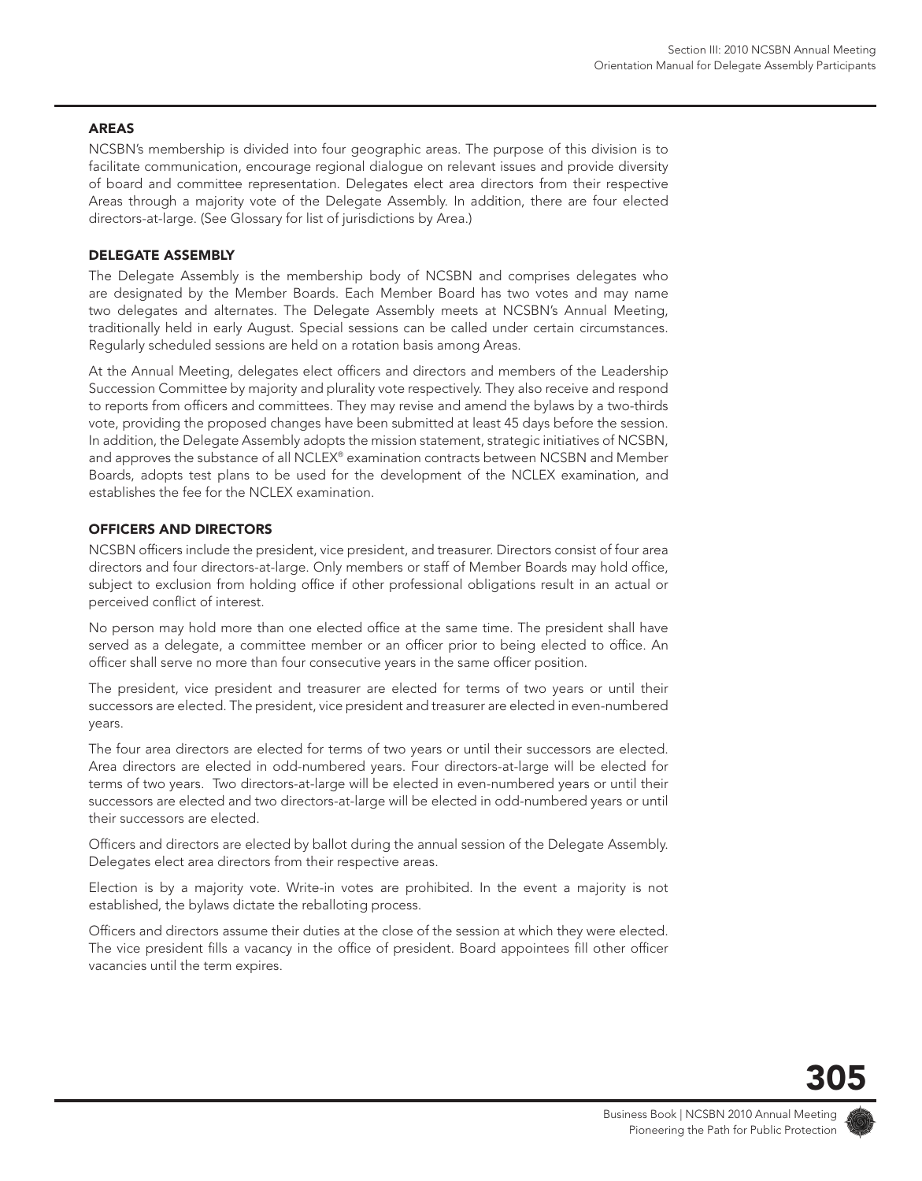## AREAS

NCSBN's membership is divided into four geographic areas. The purpose of this division is to facilitate communication, encourage regional dialogue on relevant issues and provide diversity of board and committee representation. Delegates elect area directors from their respective Areas through a majority vote of the Delegate Assembly. In addition, there are four elected directors-at-large. (See Glossary for list of jurisdictions by Area.)

## DELEGATE ASSEMBLY

The Delegate Assembly is the membership body of NCSBN and comprises delegates who are designated by the Member Boards. Each Member Board has two votes and may name two delegates and alternates. The Delegate Assembly meets at NCSBN's Annual Meeting, traditionally held in early August. Special sessions can be called under certain circumstances. Regularly scheduled sessions are held on a rotation basis among Areas.

At the Annual Meeting, delegates elect officers and directors and members of the Leadership Succession Committee by majority and plurality vote respectively. They also receive and respond to reports from officers and committees. They may revise and amend the bylaws by a two-thirds vote, providing the proposed changes have been submitted at least 45 days before the session. In addition, the Delegate Assembly adopts the mission statement, strategic initiatives of NCSBN, and approves the substance of all NCLEX® examination contracts between NCSBN and Member Boards, adopts test plans to be used for the development of the NCLEX examination, and establishes the fee for the NCLEX examination.

## OFFICERS AND DIRECTORS

NCSBN officers include the president, vice president, and treasurer. Directors consist of four area directors and four directors-at-large. Only members or staff of Member Boards may hold office, subject to exclusion from holding office if other professional obligations result in an actual or perceived conflict of interest.

No person may hold more than one elected office at the same time. The president shall have served as a delegate, a committee member or an officer prior to being elected to office. An officer shall serve no more than four consecutive years in the same officer position.

The president, vice president and treasurer are elected for terms of two years or until their successors are elected. The president, vice president and treasurer are elected in even-numbered years.

The four area directors are elected for terms of two years or until their successors are elected. Area directors are elected in odd-numbered years. Four directors-at-large will be elected for terms of two years. Two directors-at-large will be elected in even-numbered years or until their successors are elected and two directors-at-large will be elected in odd-numbered years or until their successors are elected.

Officers and directors are elected by ballot during the annual session of the Delegate Assembly. Delegates elect area directors from their respective areas.

Election is by a majority vote. Write-in votes are prohibited. In the event a majority is not established, the bylaws dictate the reballoting process.

Officers and directors assume their duties at the close of the session at which they were elected. The vice president fills a vacancy in the office of president. Board appointees fill other officer vacancies until the term expires.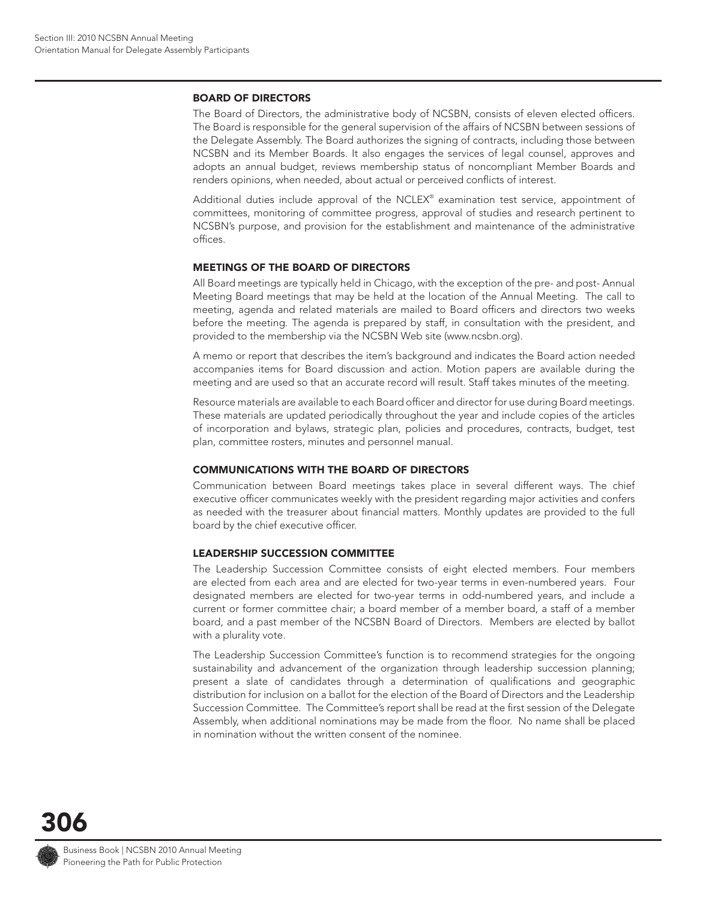## BOARD OF DIRECTORS

The Board of Directors, the administrative body of NCSBN, consists of eleven elected officers. The Board is responsible for the general supervision of the affairs of NCSBN between sessions of the Delegate Assembly. The Board authorizes the signing of contracts, including those between NCSBN and its Member Boards. It also engages the services of legal counsel, approves and adopts an annual budget, reviews membership status of noncompliant Member Boards and renders opinions, when needed, about actual or perceived conflicts of interest.

Additional duties include approval of the NCLEX® examination test service, appointment of committees, monitoring of committee progress, approval of studies and research pertinent to NCSBN's purpose, and provision for the establishment and maintenance of the administrative offices.

## MEETINGS OF THE BOARD OF DIRECTORS

All Board meetings are typically held in Chicago, with the exception of the pre- and post- Annual Meeting Board meetings that may be held at the location of the Annual Meeting. The call to meeting, agenda and related materials are mailed to Board officers and directors two weeks before the meeting. The agenda is prepared by staff, in consultation with the president, and provided to the membership via the NCSBN Web site (www.ncsbn.org).

A memo or report that describes the item's background and indicates the Board action needed accompanies items for Board discussion and action. Motion papers are available during the meeting and are used so that an accurate record will result. Staff takes minutes of the meeting.

Resource materials are available to each Board officer and director for use during Board meetings. These materials are updated periodically throughout the year and include copies of the articles of incorporation and bylaws, strategic plan, policies and procedures, contracts, budget, test plan, committee rosters, minutes and personnel manual.

## COMMUNICATIONS WITH THE BOARD OF DIRECTORS

Communication between Board meetings takes place in several different ways. The chief executive officer communicates weekly with the president regarding major activities and confers as needed with the treasurer about financial matters. Monthly updates are provided to the full board by the chief executive officer.

## LEADERSHIP SUCCESSION COMMITTEE

The Leadership Succession Committee consists of eight elected members. Four members are elected from each area and are elected for two-year terms in even-numbered years. Four designated members are elected for two-year terms in odd-numbered years, and include a current or former committee chair; a board member of a member board, a staff of a member board, and a past member of the NCSBN Board of Directors. Members are elected by ballot with a plurality vote.

The Leadership Succession Committee's function is to recommend strategies for the ongoing sustainability and advancement of the organization through leadership succession planning; present a slate of candidates through a determination of qualifications and geographic distribution for inclusion on a ballot for the election of the Board of Directors and the Leadership Succession Committee. The Committee's report shall be read at the first session of the Delegate Assembly, when additional nominations may be made from the floor. No name shall be placed in nomination without the written consent of the nominee.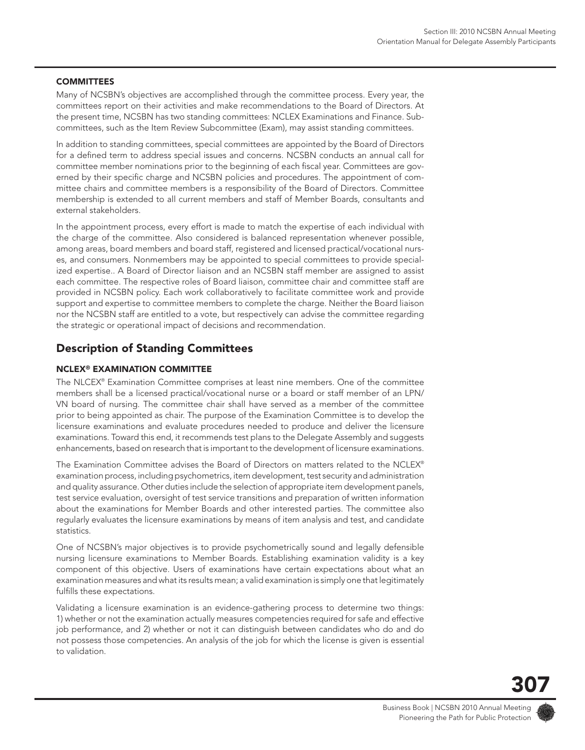### COMMITTEES

Many of NCSBN's objectives are accomplished through the committee process. Every year, the committees report on their activities and make recommendations to the Board of Directors. At the present time, NCSBN has two standing committees: NCLEX Examinations and Finance. Subcommittees, such as the Item Review Subcommittee (Exam), may assist standing committees.

In addition to standing committees, special committees are appointed by the Board of Directors for a defined term to address special issues and concerns. NCSBN conducts an annual call for committee member nominations prior to the beginning of each fiscal year. Committees are governed by their specific charge and NCSBN policies and procedures. The appointment of committee chairs and committee members is a responsibility of the Board of Directors. Committee membership is extended to all current members and staff of Member Boards, consultants and external stakeholders.

In the appointment process, every effort is made to match the expertise of each individual with the charge of the committee. Also considered is balanced representation whenever possible, among areas, board members and board staff, registered and licensed practical/vocational nurses, and consumers. Nonmembers may be appointed to special committees to provide specialized expertise.. A Board of Director liaison and an NCSBN staff member are assigned to assist each committee. The respective roles of Board liaison, committee chair and committee staff are provided in NCSBN policy. Each work collaboratively to facilitate committee work and provide support and expertise to committee members to complete the charge. Neither the Board liaison nor the NCSBN staff are entitled to a vote, but respectively can advise the committee regarding the strategic or operational impact of decisions and recommendation.

## Description of Standing Committees

### NCLEX® EXAMINATION COMMITTEE

The NLCEX® Examination Committee comprises at least nine members. One of the committee members shall be a licensed practical/vocational nurse or a board or staff member of an LPN/VN board of nursing. The committee chair shall have served as a member of the committee prior to being appointed as chair. The purpose of the Examination Committee is to develop the licensure examinations and evaluate procedures needed to produce and deliver the licensure examinations. Toward this end, it recommends test plans to the Delegate Assembly and suggests enhancements, based on research that is important to the development of licensure examinations.

The Examination Committee advises the Board of Directors on matters related to the NCLEX® examination process, including psychometrics, item development, test security and administration and quality assurance. Other duties include the selection of appropriate item development panels, test service evaluation, oversight of test service transitions and preparation of written information about the examinations for Member Boards and other interested parties. The committee also regularly evaluates the licensure examinations by means of item analysis and test, and candidate statistics.

One of NCSBN's major objectives is to provide psychometrically sound and legally defensible nursing licensure examinations to Member Boards. Establishing examination validity is a key component of this objective. Users of examinations have certain expectations about what an examination measures and what its results mean; a valid examination is simply one that legitimately fulfills these expectations.

Validating a licensure examination is an evidence-gathering process to determine two things: 1) whether or not the examination actually measures competencies required for safe and effective job performance, and 2) whether or not it can distinguish between candidates who do and do not possess those competencies. An analysis of the job for which the license is given is essential to validation.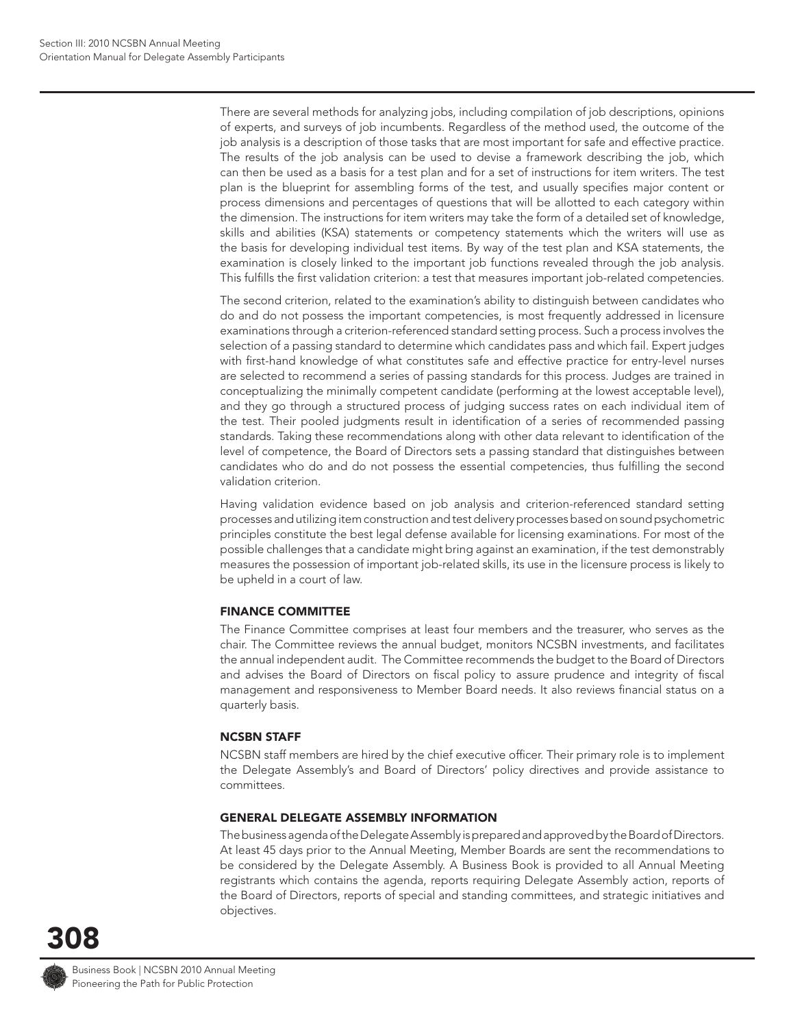There are several methods for analyzing jobs, including compilation of job descriptions, opinions of experts, and surveys of job incumbents. Regardless of the method used, the outcome of the job analysis is a description of those tasks that are most important for safe and effective practice. The results of the job analysis can be used to devise a framework describing the job, which can then be used as a basis for a test plan and for a set of instructions for item writers. The test plan is the blueprint for assembling forms of the test, and usually specifies major content or process dimensions and percentages of questions that will be allotted to each category within the dimension. The instructions for item writers may take the form of a detailed set of knowledge, skills and abilities (KSA) statements or competency statements which the writers will use as the basis for developing individual test items. By way of the test plan and KSA statements, the examination is closely linked to the important job functions revealed through the job analysis. This fulfills the first validation criterion: a test that measures important job-related competencies.

The second criterion, related to the examination's ability to distinguish between candidates who do and do not possess the important competencies, is most frequently addressed in licensure examinations through a criterion-referenced standard setting process. Such a process involves the selection of a passing standard to determine which candidates pass and which fail. Expert judges with first-hand knowledge of what constitutes safe and effective practice for entry-level nurses are selected to recommend a series of passing standards for this process. Judges are trained in conceptualizing the minimally competent candidate (performing at the lowest acceptable level), and they go through a structured process of judging success rates on each individual item of the test. Their pooled judgments result in identification of a series of recommended passing standards. Taking these recommendations along with other data relevant to identification of the level of competence, the Board of Directors sets a passing standard that distinguishes between candidates who do and do not possess the essential competencies, thus fulfilling the second validation criterion.

Having validation evidence based on job analysis and criterion-referenced standard setting processes and utilizing item construction and test delivery processes based on sound psychometric principles constitute the best legal defense available for licensing examinations. For most of the possible challenges that a candidate might bring against an examination, if the test demonstrably measures the possession of important job-related skills, its use in the licensure process is likely to be upheld in a court of law.

### FINANCE COMMITTEE

The Finance Committee comprises at least four members and the treasurer, who serves as the chair. The Committee reviews the annual budget, monitors NCSBN investments, and facilitates the annual independent audit. The Committee recommends the budget to the Board of Directors and advises the Board of Directors on fiscal policy to assure prudence and integrity of fiscal management and responsiveness to Member Board needs. It also reviews financial status on a quarterly basis.

### NCSBN STAFF

NCSBN staff members are hired by the chief executive officer. Their primary role is to implement the Delegate Assembly's and Board of Directors' policy directives and provide assistance to committees.

### GENERAL DELEGATE ASSEMBLY INFORMATION

The business agenda of the Delegate Assembly is prepared and approved by the Board of Directors. At least 45 days prior to the Annual Meeting, Member Boards are sent the recommendations to be considered by the Delegate Assembly. A Business Book is provided to all Annual Meeting registrants which contains the agenda, reports requiring Delegate Assembly action, reports of the Board of Directors, reports of special and standing committees, and strategic initiatives and objectives.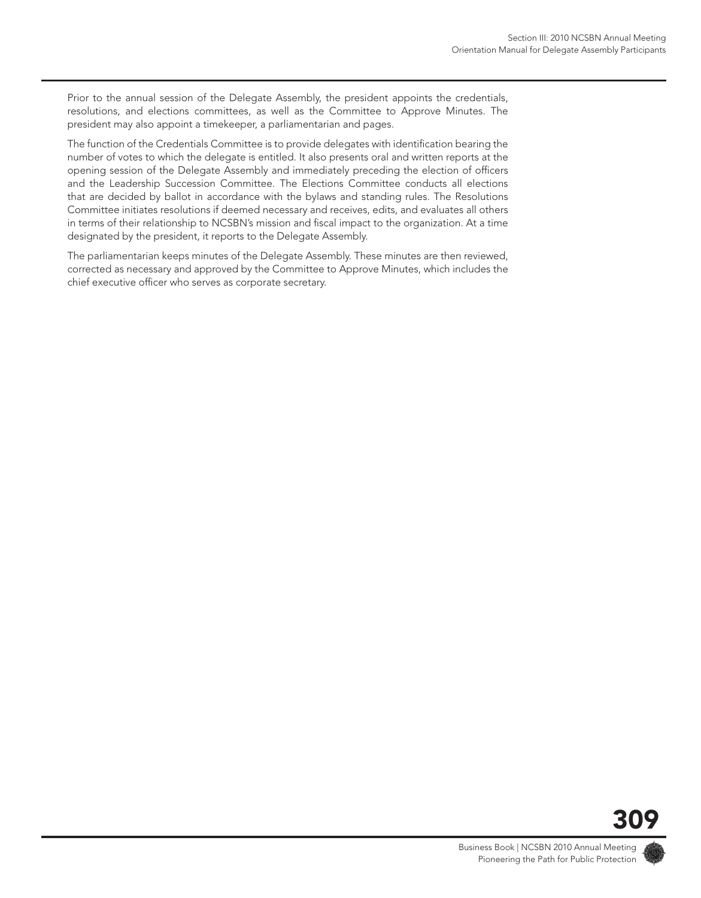Prior to the annual session of the Delegate Assembly, the president appoints the credentials, resolutions, and elections committees, as well as the Committee to Approve Minutes. The president may also appoint a timekeeper, a parliamentarian and pages.

The function of the Credentials Committee is to provide delegates with identification bearing the number of votes to which the delegate is entitled. It also presents oral and written reports at the opening session of the Delegate Assembly and immediately preceding the election of officers and the Leadership Succession Committee. The Elections Committee conducts all elections that are decided by ballot in accordance with the bylaws and standing rules. The Resolutions Committee initiates resolutions if deemed necessary and receives, edits, and evaluates all others in terms of their relationship to NCSBN's mission and fiscal impact to the organization. At a time designated by the president, it reports to the Delegate Assembly.

The parliamentarian keeps minutes of the Delegate Assembly. These minutes are then reviewed, corrected as necessary and approved by the Committee to Approve Minutes, which includes the chief executive officer who serves as corporate secretary.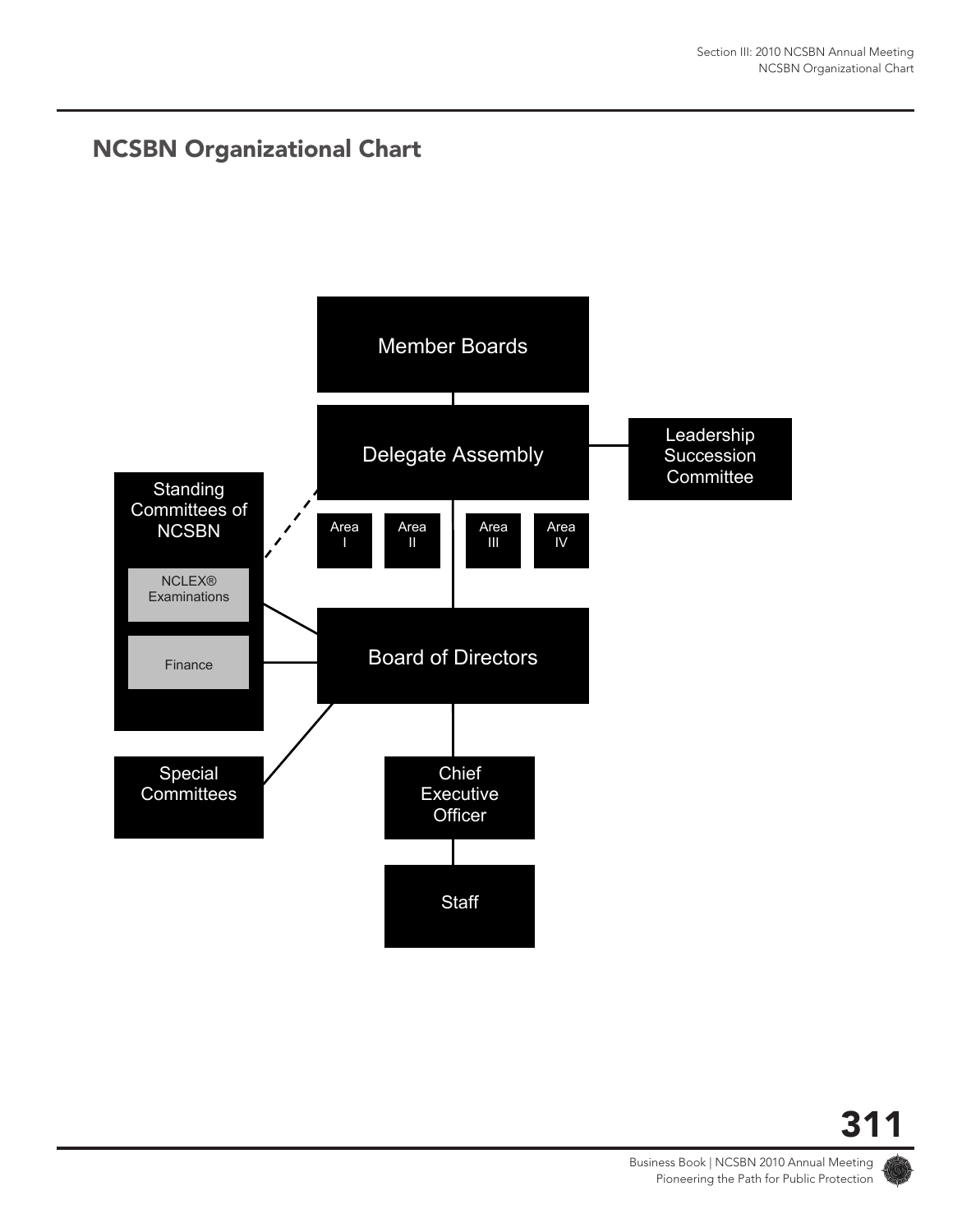## NCSBN Organizational Chart

Member Boards

Delegate Assembly

Leadership Succession Committee

Area I

Area II

Area III

Area IV

Standing Committees of NCSBN

NCLEX® Examinations

Finance

Board of Directors

Special Committees

Chief Executive Officer

Staff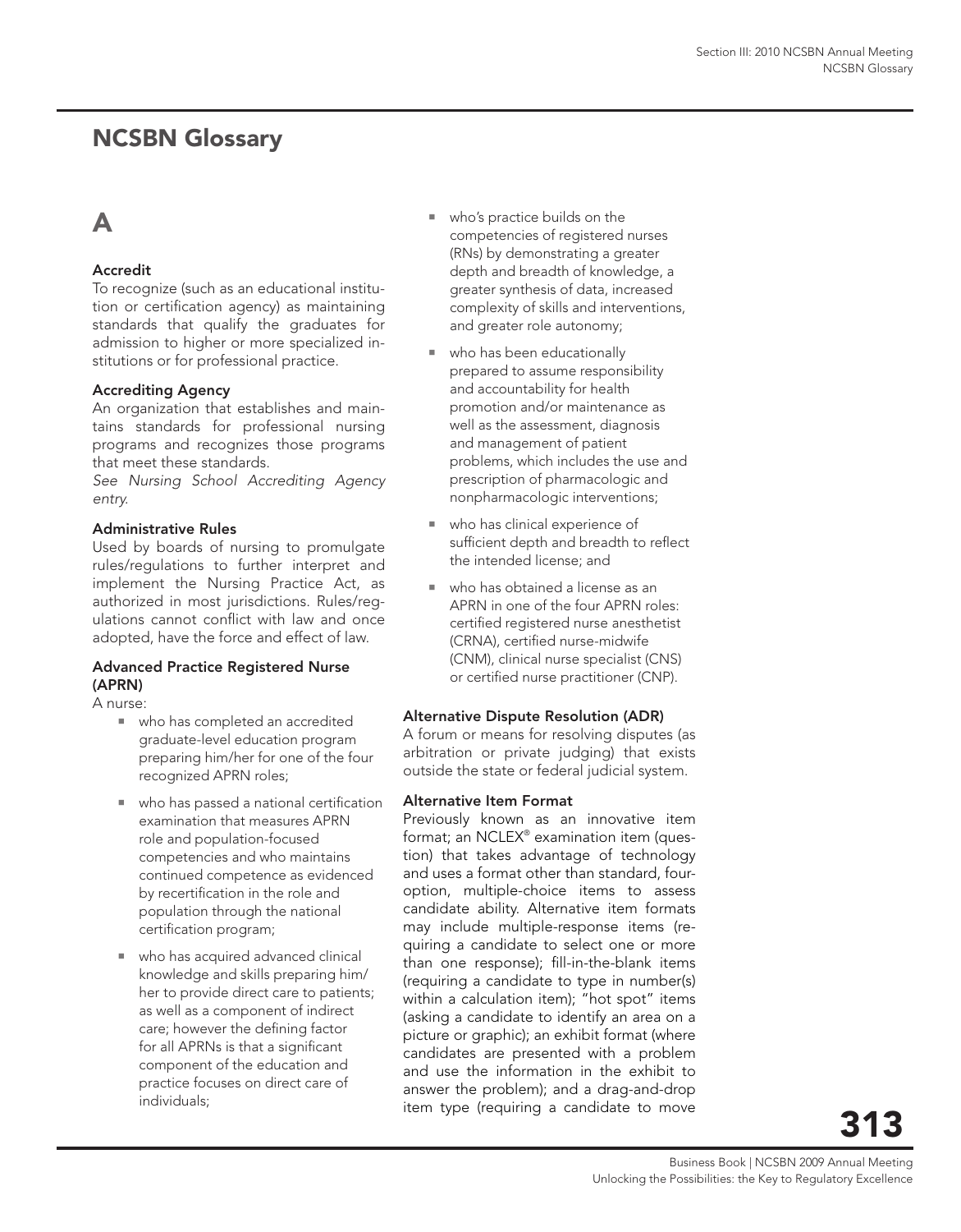# NCSBN Glossary

## A

### Accredit

To recognize (such as an educational institution or certification agency) as maintaining standards that qualify the graduates for admission to higher or more specialized institutions or for professional practice.

### Accrediting Agency

An organization that establishes and maintains standards for professional nursing programs and recognizes those programs that meet these standards.

*See Nursing School Accrediting Agency entry.*

### Administrative Rules

Used by boards of nursing to promulgate rules/regulations to further interpret and implement the Nursing Practice Act, as authorized in most jurisdictions. Rules/regulations cannot conflict with law and once adopted, have the force and effect of law.

### Advanced Practice Registered Nurse (APRN)

A nurse:

- who has completed an accredited graduate-level education program preparing him/her for one of the four recognized APRN roles;
- who has passed a national certification examination that measures APRN role and population-focused competencies and who maintains continued competence as evidenced by recertification in the role and population through the national certification program;
- who has acquired advanced clinical knowledge and skills preparing him/her to provide direct care to patients; as well as a component of indirect care; however the defining factor for all APRNs is that a significant component of the education and practice focuses on direct care of individuals;
- who's practice builds on the competencies of registered nurses (RNs) by demonstrating a greater depth and breadth of knowledge, a greater synthesis of data, increased complexity of skills and interventions, and greater role autonomy;
- who has been educationally prepared to assume responsibility and accountability for health promotion and/or maintenance as well as the assessment, diagnosis and management of patient problems, which includes the use and prescription of pharmacologic and nonpharmacologic interventions;
- who has clinical experience of sufficient depth and breadth to reflect the intended license; and
- who has obtained a license as an APRN in one of the four APRN roles: certified registered nurse anesthetist (CRNA), certified nurse-midwife (CNM), clinical nurse specialist (CNS) or certified nurse practitioner (CNP).

### Alternative Dispute Resolution (ADR)

A forum or means for resolving disputes (as arbitration or private judging) that exists outside the state or federal judicial system.

### Alternative Item Format

Previously known as an innovative item format; an NCLEX® examination item (question) that takes advantage of technology and uses a format other than standard, four-option, multiple-choice items to assess candidate ability. Alternative item formats may include multiple-response items (requiring a candidate to select one or more than one response); fill-in-the-blank items (requiring a candidate to type in number(s) within a calculation item); "hot spot" items (asking a candidate to identify an area on a picture or graphic); an exhibit format (where candidates are presented with a problem and use the information in the exhibit to answer the problem); and a drag-and-drop item type (requiring a candidate to move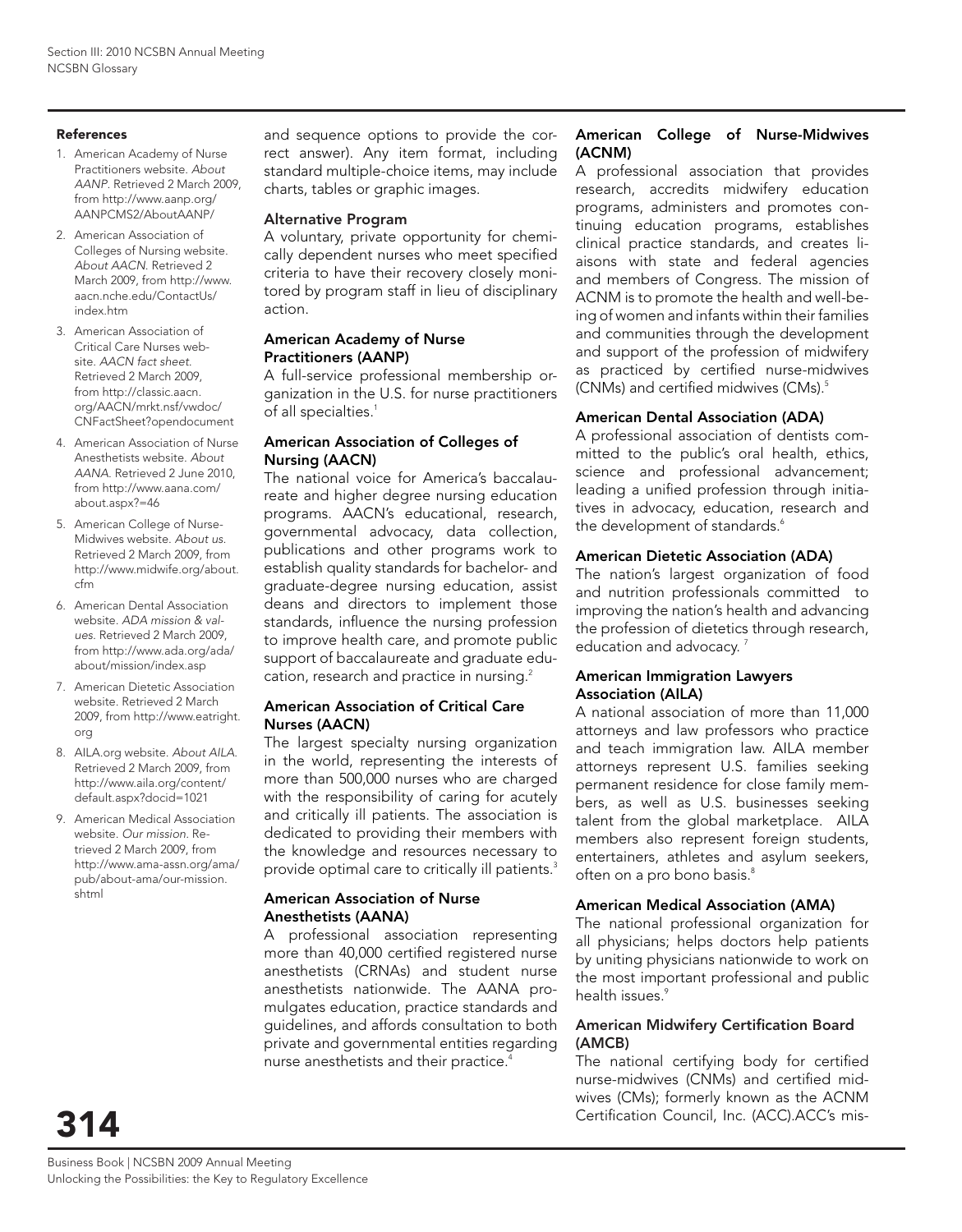## References

1. American Academy of Nurse Practitioners website. *About AANP*. Retrieved 2 March 2009, from http://www.aanp.org/AANPCMS2/AboutAANP/
2. American Association of Colleges of Nursing website. *About AACN*. Retrieved 2 March 2009, from http://www.aacn.nche.edu/ContactUs/index.htm
3. American Association of Critical Care Nurses website. *AACN fact sheet*. Retrieved 2 March 2009, from http://classic.aacn.org/AACN/mrkt.nsf/vwdoc/CNFactSheet?opendocument
4. American Association of Nurse Anesthetists website. *About AANA*. Retrieved 2 June 2010, from http://www.aana.com/about.aspx?=46
5. American College of Nurse-Midwives website. *About us*. Retrieved 2 March 2009, from http://www.midwife.org/about.cfm
6. American Dental Association website. *ADA mission & values*. Retrieved 2 March 2009, from http://www.ada.org/ada/about/mission/index.asp
7. American Dietetic Association website. Retrieved 2 March 2009, from http://www.eatright.org
8. AILA.org website. *About AILA*. Retrieved 2 March 2009, from http://www.aila.org/content/default.aspx?docid=1021
9. American Medical Association website. *Our mission*. Retrieved 2 March 2009, from http://www.ama-assn.org/ama/pub/about-ama/our-mission.shtml

and sequence options to provide the correct answer). Any item format, including standard multiple-choice items, may include charts, tables or graphic images.

### Alternative Program

A voluntary, private opportunity for chemically dependent nurses who meet specified criteria to have their recovery closely monitored by program staff in lieu of disciplinary action.

### American Academy of Nurse Practitioners (AANP)

A full-service professional membership organization in the U.S. for nurse practitioners of all specialties.[1]

### American Association of Colleges of Nursing (AACN)

The national voice for America's baccalaureate and higher degree nursing education programs. AACN's educational, research, governmental advocacy, data collection, publications and other programs work to establish quality standards for bachelor- and graduate-degree nursing education, assist deans and directors to implement those standards, influence the nursing profession to improve health care, and promote public support of baccalaureate and graduate education, research and practice in nursing.[2]

### American Association of Critical Care Nurses (AACN)

The largest specialty nursing organization in the world, representing the interests of more than 500,000 nurses who are charged with the responsibility of caring for acutely and critically ill patients. The association is dedicated to providing their members with the knowledge and resources necessary to provide optimal care to critically ill patients.[3]

### American Association of Nurse Anesthetists (AANA)

A professional association representing more than 40,000 certified registered nurse anesthetists (CRNAs) and student nurse anesthetists nationwide. The AANA promulgates education, practice standards and guidelines, and affords consultation to both private and governmental entities regarding nurse anesthetists and their practice.[4]

### American College of Nurse-Midwives (ACNM)

A professional association that provides research, accredits midwifery education programs, administers and promotes continuing education programs, establishes clinical practice standards, and creates liaisons with state and federal agencies and members of Congress. The mission of ACNM is to promote the health and well-being of women and infants within their families and communities through the development and support of the profession of midwifery as practiced by certified nurse-midwives (CNMs) and certified midwives (CMs).[5]

### American Dental Association (ADA)

A professional association of dentists committed to the public's oral health, ethics, science and professional advancement; leading a unified profession through initiatives in advocacy, education, research and the development of standards.[6]

### American Dietetic Association (ADA)

The nation's largest organization of food and nutrition professionals committed to improving the nation's health and advancing the profession of dietetics through research, education and advocacy.[7]

### American Immigration Lawyers Association (AILA)

A national association of more than 11,000 attorneys and law professors who practice and teach immigration law. AILA member attorneys represent U.S. families seeking permanent residence for close family members, as well as U.S. businesses seeking talent from the global marketplace. AILA members also represent foreign students, entertainers, athletes and asylum seekers, often on a pro bono basis.[8]

### American Medical Association (AMA)

The national professional organization for all physicians; helps doctors help patients by uniting physicians nationwide to work on the most important professional and public health issues.[9]

### American Midwifery Certification Board (AMCB)

The national certifying body for certified nurse-midwives (CNMs) and certified midwives (CMs); formerly known as the ACNM Certification Council, Inc. (ACC).ACC's mis-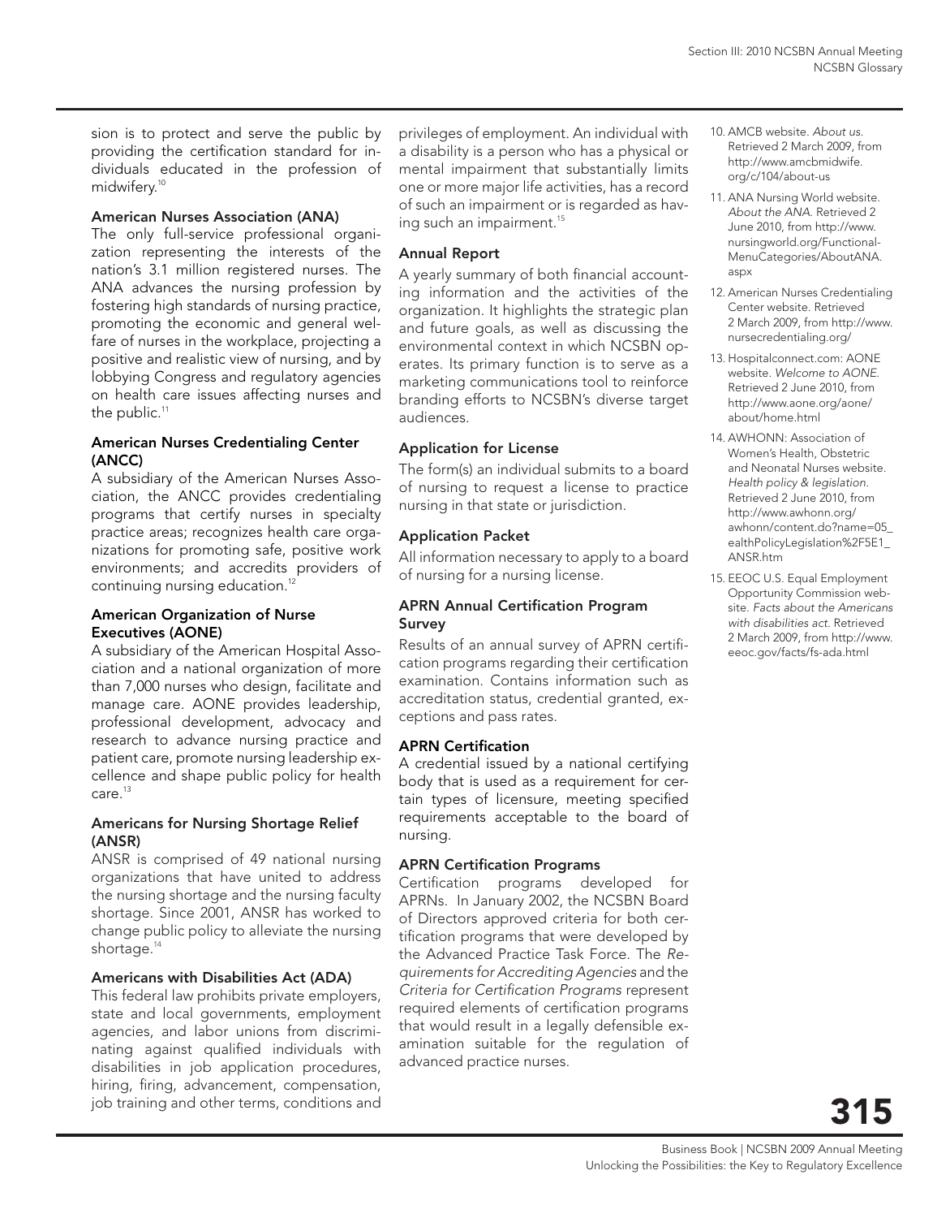sion is to protect and serve the public by providing the certification standard for individuals educated in the profession of midwifery.[10]

### American Nurses Association (ANA)

The only full-service professional organization representing the interests of the nation's 3.1 million registered nurses. The ANA advances the nursing profession by fostering high standards of nursing practice, promoting the economic and general welfare of nurses in the workplace, projecting a positive and realistic view of nursing, and by lobbying Congress and regulatory agencies on health care issues affecting nurses and the public.[11]

### American Nurses Credentialing Center (ANCC)

A subsidiary of the American Nurses Association, the ANCC provides credentialing programs that certify nurses in specialty practice areas; recognizes health care organizations for promoting safe, positive work environments; and accredits providers of continuing nursing education.[12]

### American Organization of Nurse Executives (AONE)

A subsidiary of the American Hospital Association and a national organization of more than 7,000 nurses who design, facilitate and manage care. AONE provides leadership, professional development, advocacy and research to advance nursing practice and patient care, promote nursing leadership excellence and shape public policy for health care.[13]

### Americans for Nursing Shortage Relief (ANSR)

ANSR is comprised of 49 national nursing organizations that have united to address the nursing shortage and the nursing faculty shortage. Since 2001, ANSR has worked to change public policy to alleviate the nursing shortage.[14]

### Americans with Disabilities Act (ADA)

This federal law prohibits private employers, state and local governments, employment agencies, and labor unions from discriminating against qualified individuals with disabilities in job application procedures, hiring, firing, advancement, compensation, job training and other terms, conditions and privileges of employment. An individual with a disability is a person who has a physical or mental impairment that substantially limits one or more major life activities, has a record of such an impairment or is regarded as having such an impairment.[15]

### Annual Report

A yearly summary of both financial accounting information and the activities of the organization. It highlights the strategic plan and future goals, as well as discussing the environmental context in which NCSBN operates. Its primary function is to serve as a marketing communications tool to reinforce branding efforts to NCSBN's diverse target audiences.

### Application for License

The form(s) an individual submits to a board of nursing to request a license to practice nursing in that state or jurisdiction.

### Application Packet

All information necessary to apply to a board of nursing for a nursing license.

### APRN Annual Certification Program Survey

Results of an annual survey of APRN certification programs regarding their certification examination. Contains information such as accreditation status, credential granted, exceptions and pass rates.

### APRN Certification

A credential issued by a national certifying body that is used as a requirement for certain types of licensure, meeting specified requirements acceptable to the board of nursing.

### APRN Certification Programs

Certification programs developed for APRNs. In January 2002, the NCSBN Board of Directors approved criteria for both certification programs that were developed by the Advanced Practice Task Force. The *Requirements for Accrediting Agencies* and the *Criteria for Certification Programs* represent required elements of certification programs that would result in a legally defensible examination suitable for the regulation of advanced practice nurses.

---

10. AMCB website. *About us.* Retrieved 2 March 2009, from http://www.amcbmidwife.org/c/104/about-us
11. ANA Nursing World website. *About the ANA.* Retrieved 2 June 2010, from http://www.nursingworld.org/FunctionalMenuCategories/AboutANA.aspx
12. American Nurses Credentialing Center website. Retrieved 2 March 2009, from http://www.nursecredentialing.org/
13. Hospitalconnect.com: AONE website. *Welcome to AONE.* Retrieved 2 June 2010, from http://www.aone.org/aone/about/home.html
14. AWHONN: Association of Women's Health, Obstetric and Neonatal Nurses website. *Health policy & legislation.* Retrieved 2 June 2010, from http://www.awhonn.org/awhonn/content.do?name=05_ealthPolicyLegislation%2F5E1_ANSR.htm
15. EEOC U.S. Equal Employment Opportunity Commission website. *Facts about the Americans with disabilities act.* Retrieved 2 March 2009, from http://www.eeoc.gov/facts/fs-ada.html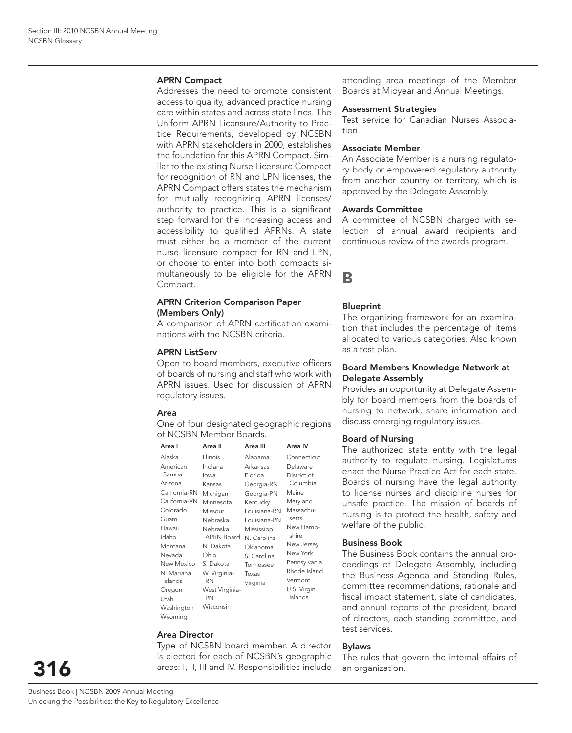### APRN Compact

Addresses the need to promote consistent access to quality, advanced practice nursing care within states and across state lines. The Uniform APRN Licensure/Authority to Practice Requirements, developed by NCSBN with APRN stakeholders in 2000, establishes the foundation for this APRN Compact. Similar to the existing Nurse Licensure Compact for recognition of RN and LPN licenses, the APRN Compact offers states the mechanism for mutually recognizing APRN licenses/authority to practice. This is a significant step forward for the increasing access and accessibility to qualified APRNs. A state must either be a member of the current nurse licensure compact for RN and LPN, or choose to enter into both compacts simultaneously to be eligible for the APRN Compact.

### APRN Criterion Comparison Paper (Members Only)

A comparison of APRN certification examinations with the NCSBN criteria.

### APRN ListServ

Open to board members, executive officers of boards of nursing and staff who work with APRN issues. Used for discussion of APRN regulatory issues.

### Area

One of four designated geographic regions of NCSBN Member Boards.

| Area I | Area II | Area III | Area IV |
|---|---|---|---|
| Alaska | Illinois | Alabama | Connecticut |
| American Samoa | Indiana | Arkansas | Delaware |
| Arizona | Iowa | Florida | District of Columbia |
| California-RN | Kansas | Georgia-RN | Maine |
| California-VN | Michigan | Georgia-PN | Maryland |
| Colorado | Minnesota | Kentucky | Massachusetts |
| Guam | Missouri | Louisiana-RN | New Hampshire |
| Hawaii | Nebraska | Louisiana-PN | New Jersey |
| Idaho | Nebraska APRN Board | Mississippi | New York |
| Montana | N. Dakota | N. Carolina | Pennsylvania |
| Nevada | Ohio | Oklahoma | Rhode Island |
| New Mexico | S. Dakota | S. Carolina | Vermont |
| N. Mariana Islands | W. Virginia-RN | Tennessee | U.S. Virgin Islands |
| Oregon | West Virginia-PN | Texas | |
| Utah | Wisconsin | Virginia | |
| Washington | | | |
| Wyoming | | | |

### Area Director

Type of NCSBN board member. A director is elected for each of NCSBN's geographic areas: I, II, III and IV. Responsibilities include attending area meetings of the Member Boards at Midyear and Annual Meetings.

### Assessment Strategies

Test service for Canadian Nurses Association.

### Associate Member

An Associate Member is a nursing regulatory body or empowered regulatory authority from another country or territory, which is approved by the Delegate Assembly.

### Awards Committee

A committee of NCSBN charged with selection of annual award recipients and continuous review of the awards program.

## B

### Blueprint

The organizing framework for an examination that includes the percentage of items allocated to various categories. Also known as a test plan.

### Board Members Knowledge Network at Delegate Assembly

Provides an opportunity at Delegate Assembly for board members from the boards of nursing to network, share information and discuss emerging regulatory issues.

### Board of Nursing

The authorized state entity with the legal authority to regulate nursing. Legislatures enact the Nurse Practice Act for each state. Boards of nursing have the legal authority to license nurses and discipline nurses for unsafe practice. The mission of boards of nursing is to protect the health, safety and welfare of the public.

### Business Book

The Business Book contains the annual proceedings of Delegate Assembly, including the Business Agenda and Standing Rules, committee recommendations, rationale and fiscal impact statement, slate of candidates, and annual reports of the president, board of directors, each standing committee, and test services.

### Bylaws

The rules that govern the internal affairs of an organization.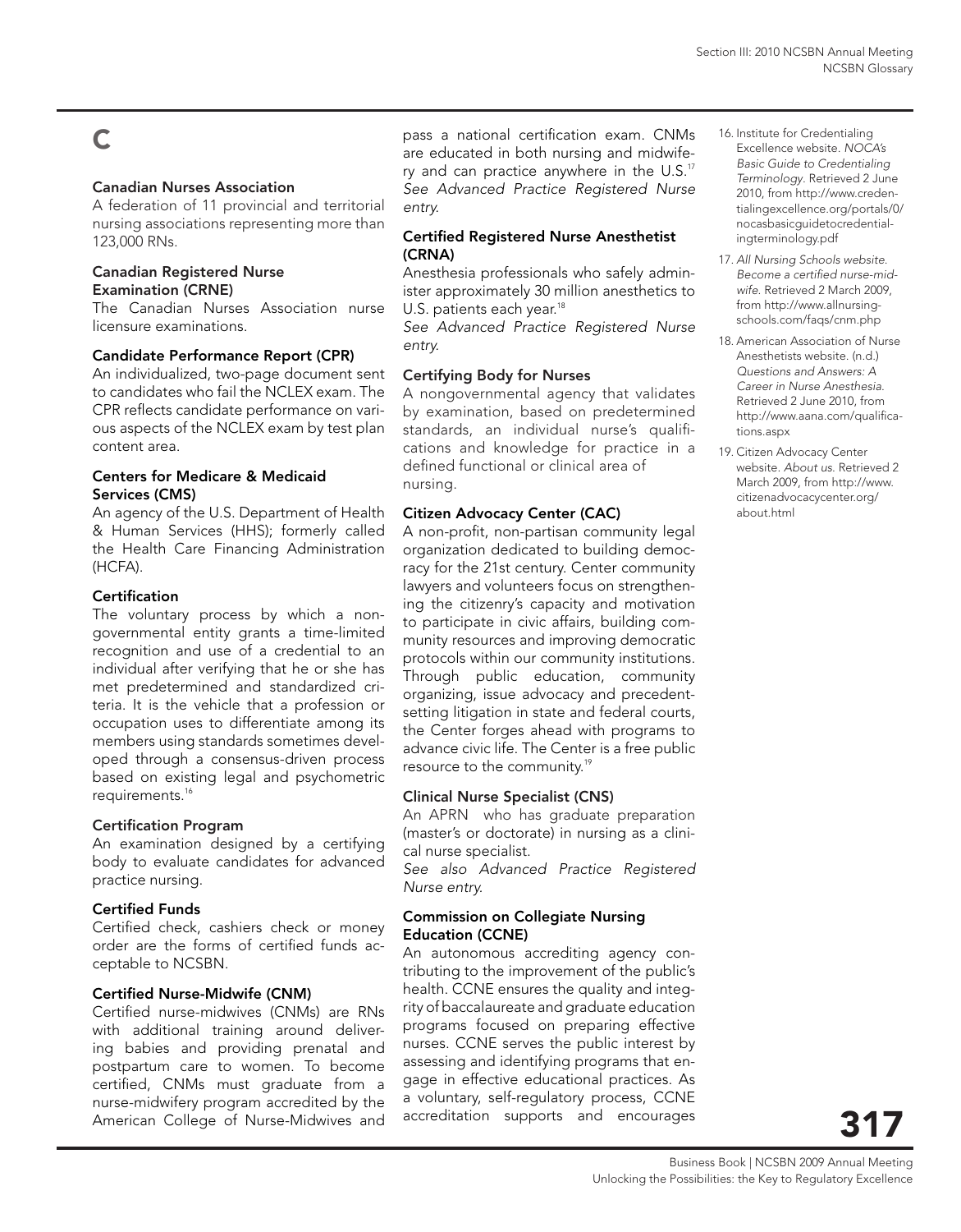# C

### Canadian Nurses Association

A federation of 11 provincial and territorial nursing associations representing more than 123,000 RNs.

### Canadian Registered Nurse Examination (CRNE)

The Canadian Nurses Association nurse licensure examinations.

### Candidate Performance Report (CPR)

An individualized, two-page document sent to candidates who fail the NCLEX exam. The CPR reflects candidate performance on various aspects of the NCLEX exam by test plan content area.

### Centers for Medicare & Medicaid Services (CMS)

An agency of the U.S. Department of Health & Human Services (HHS); formerly called the Health Care Financing Administration (HCFA).

### Certification

The voluntary process by which a nongovernmental entity grants a time-limited recognition and use of a credential to an individual after verifying that he or she has met predetermined and standardized criteria. It is the vehicle that a profession or occupation uses to differentiate among its members using standards sometimes developed through a consensus-driven process based on existing legal and psychometric requirements.[16]

### Certification Program

An examination designed by a certifying body to evaluate candidates for advanced practice nursing.

### Certified Funds

Certified check, cashiers check or money order are the forms of certified funds acceptable to NCSBN.

### Certified Nurse-Midwife (CNM)

Certified nurse-midwives (CNMs) are RNs with additional training around delivering babies and providing prenatal and postpartum care to women. To become certified, CNMs must graduate from a nurse-midwifery program accredited by the American College of Nurse-Midwives and pass a national certification exam. CNMs are educated in both nursing and midwifery and can practice anywhere in the U.S.[17]

*See Advanced Practice Registered Nurse entry.*

### Certified Registered Nurse Anesthetist (CRNA)

Anesthesia professionals who safely administer approximately 30 million anesthetics to U.S. patients each year.[18]

*See Advanced Practice Registered Nurse entry.*

### Certifying Body for Nurses

A nongovernmental agency that validates by examination, based on predetermined standards, an individual nurse's qualifications and knowledge for practice in a defined functional or clinical area of nursing.

### Citizen Advocacy Center (CAC)

A non-profit, non-partisan community legal organization dedicated to building democracy for the 21st century. Center community lawyers and volunteers focus on strengthening the citizenry's capacity and motivation to participate in civic affairs, building community resources and improving democratic protocols within our community institutions. Through public education, community organizing, issue advocacy and precedent-setting litigation in state and federal courts, the Center forges ahead with programs to advance civic life. The Center is a free public resource to the community.[19]

### Clinical Nurse Specialist (CNS)

An APRN who has graduate preparation (master's or doctorate) in nursing as a clinical nurse specialist.

*See also Advanced Practice Registered Nurse entry.*

### Commission on Collegiate Nursing Education (CCNE)

An autonomous accrediting agency contributing to the improvement of the public's health. CCNE ensures the quality and integrity of baccalaureate and graduate education programs focused on preparing effective nurses. CCNE serves the public interest by assessing and identifying programs that engage in effective educational practices. As a voluntary, self-regulatory process, CCNE accreditation supports and encourages

---

16. Institute for Credentialing Excellence website. *NOCA's Basic Guide to Credentialing Terminology*. Retrieved 2 June 2010, from http://www.credentialingexcellence.org/portals/0/nocasbasicguidetocredentialingterminology.pdf
17. *All Nursing Schools website. Become a certified nurse-midwife.* Retrieved 2 March 2009, from http://www.allnursingschools.com/faqs/cnm.php
18. American Association of Nurse Anesthetists website. (n.d.) *Questions and Answers: A Career in Nurse Anesthesia.* Retrieved 2 June 2010, from http://www.aana.com/qualifications.aspx
19. Citizen Advocacy Center website. *About us.* Retrieved 2 March 2009, from http://www.citizenadvocacycenter.org/about.html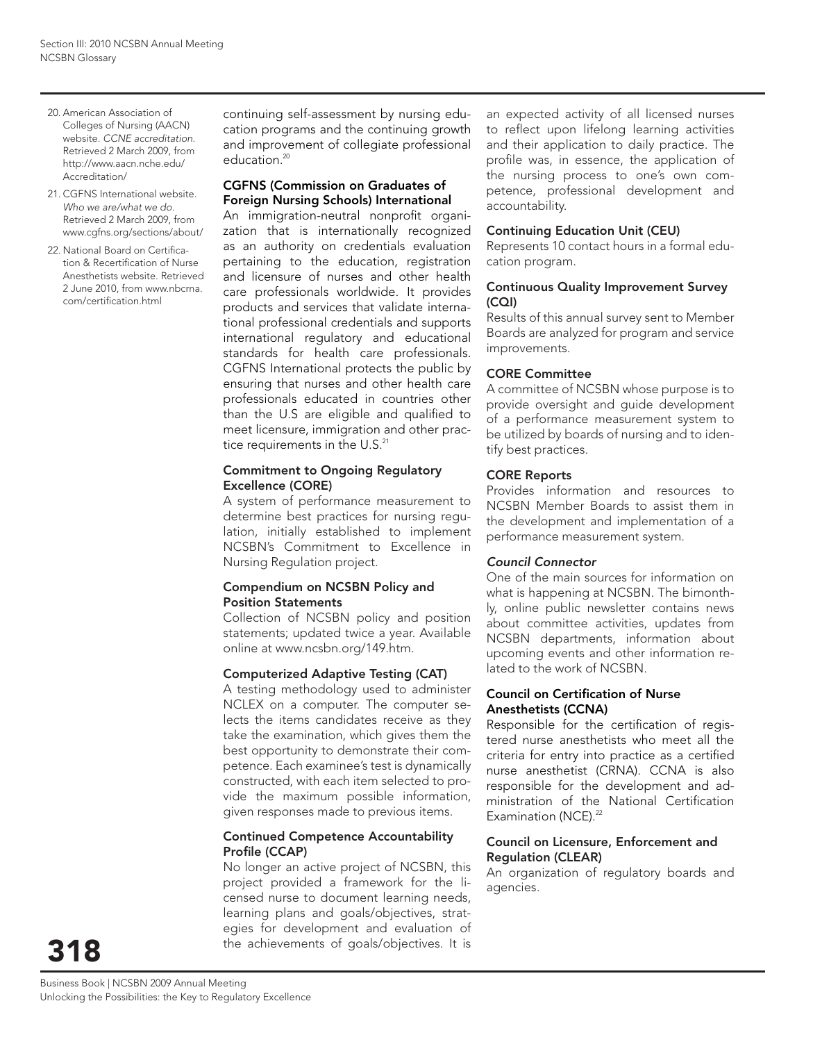continuing self-assessment by nursing education programs and the continuing growth and improvement of collegiate professional education.[20]

### CGFNS (Commission on Graduates of Foreign Nursing Schools) International

An immigration-neutral nonprofit organization that is internationally recognized as an authority on credentials evaluation pertaining to the education, registration and licensure of nurses and other health care professionals worldwide. It provides products and services that validate international professional credentials and supports international regulatory and educational standards for health care professionals. CGFNS International protects the public by ensuring that nurses and other health care professionals educated in countries other than the U.S are eligible and qualified to meet licensure, immigration and other practice requirements in the U.S.[21]

### Commitment to Ongoing Regulatory Excellence (CORE)

A system of performance measurement to determine best practices for nursing regulation, initially established to implement NCSBN's Commitment to Excellence in Nursing Regulation project.

### Compendium on NCSBN Policy and Position Statements

Collection of NCSBN policy and position statements; updated twice a year. Available online at www.ncsbn.org/149.htm.

### Computerized Adaptive Testing (CAT)

A testing methodology used to administer NCLEX on a computer. The computer selects the items candidates receive as they take the examination, which gives them the best opportunity to demonstrate their competence. Each examinee's test is dynamically constructed, with each item selected to provide the maximum possible information, given responses made to previous items.

### Continued Competence Accountability Profile (CCAP)

No longer an active project of NCSBN, this project provided a framework for the licensed nurse to document learning needs, learning plans and goals/objectives, strategies for development and evaluation of the achievements of goals/objectives. It is an expected activity of all licensed nurses to reflect upon lifelong learning activities and their application to daily practice. The profile was, in essence, the application of the nursing process to one's own competence, professional development and accountability.

### Continuing Education Unit (CEU)

Represents 10 contact hours in a formal education program.

### Continuous Quality Improvement Survey (CQI)

Results of this annual survey sent to Member Boards are analyzed for program and service improvements.

### CORE Committee

A committee of NCSBN whose purpose is to provide oversight and guide development of a performance measurement system to be utilized by boards of nursing and to identify best practices.

### CORE Reports

Provides information and resources to NCSBN Member Boards to assist them in the development and implementation of a performance measurement system.

### *Council Connector*

One of the main sources for information on what is happening at NCSBN. The bimonthly, online public newsletter contains news about committee activities, updates from NCSBN departments, information about upcoming events and other information related to the work of NCSBN.

### Council on Certification of Nurse Anesthetists (CCNA)

Responsible for the certification of registered nurse anesthetists who meet all the criteria for entry into practice as a certified nurse anesthetist (CRNA). CCNA is also responsible for the development and administration of the National Certification Examination (NCE).[22]

### Council on Licensure, Enforcement and Regulation (CLEAR)

An organization of regulatory boards and agencies.

---

20. American Association of Colleges of Nursing (AACN) website. *CCNE accreditation.* Retrieved 2 March 2009, from http://www.aacn.nche.edu/Accreditation/
21. CGFNS International website. *Who we are/what we do.* Retrieved 2 March 2009, from www.cgfns.org/sections/about/
22. National Board on Certification & Recertification of Nurse Anesthetists website. Retrieved 2 June 2010, from www.nbcrna.com/certification.html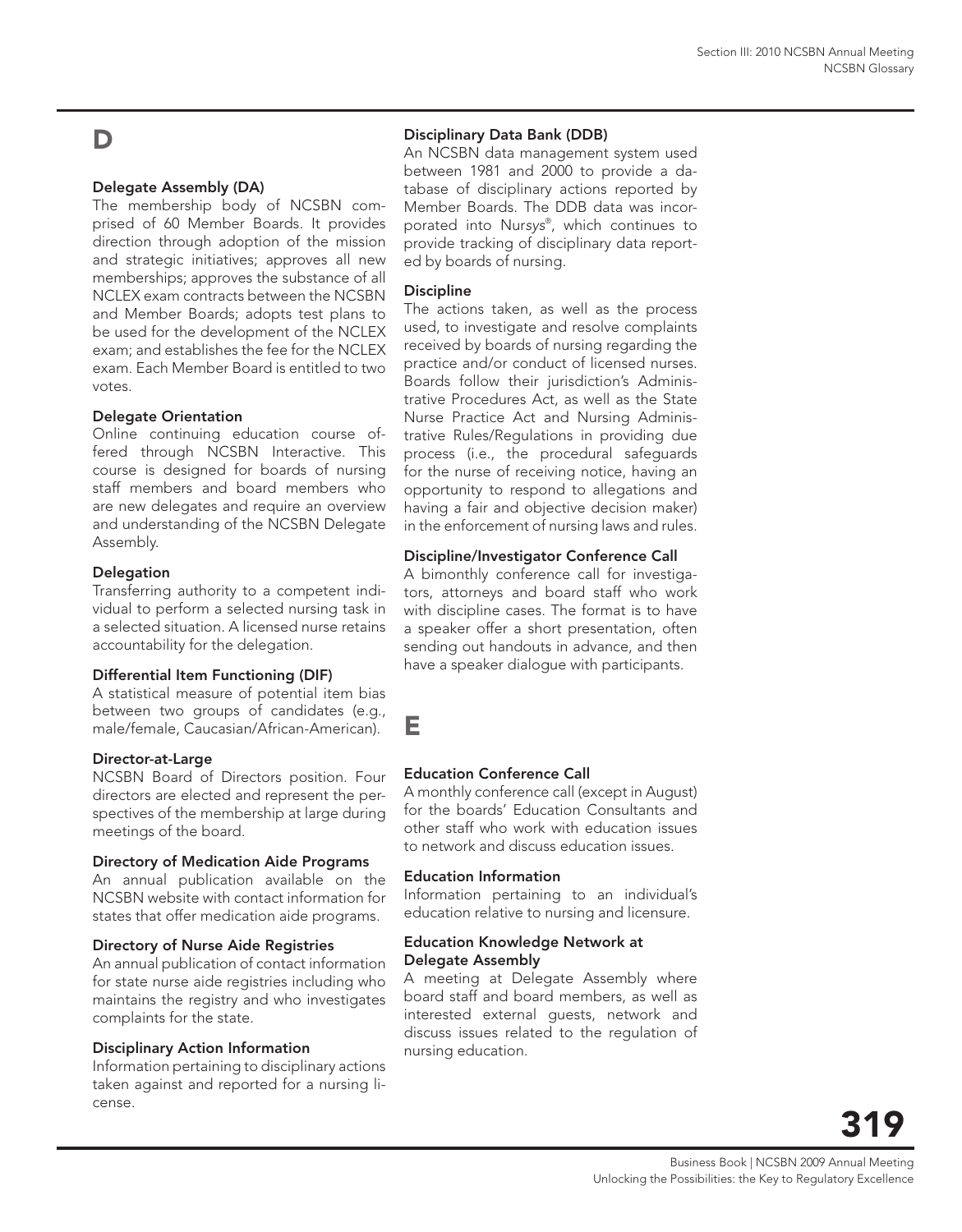# D

### Delegate Assembly (DA)

The membership body of NCSBN comprised of 60 Member Boards. It provides direction through adoption of the mission and strategic initiatives; approves all new memberships; approves the substance of all NCLEX exam contracts between the NCSBN and Member Boards; adopts test plans to be used for the development of the NCLEX exam; and establishes the fee for the NCLEX exam. Each Member Board is entitled to two votes.

### Delegate Orientation

Online continuing education course offered through NCSBN Interactive. This course is designed for boards of nursing staff members and board members who are new delegates and require an overview and understanding of the NCSBN Delegate Assembly.

### Delegation

Transferring authority to a competent individual to perform a selected nursing task in a selected situation. A licensed nurse retains accountability for the delegation.

### Differential Item Functioning (DIF)

A statistical measure of potential item bias between two groups of candidates (e.g., male/female, Caucasian/African-American).

### Director-at-Large

NCSBN Board of Directors position. Four directors are elected and represent the perspectives of the membership at large during meetings of the board.

### Directory of Medication Aide Programs

An annual publication available on the NCSBN website with contact information for states that offer medication aide programs.

### Directory of Nurse Aide Registries

An annual publication of contact information for state nurse aide registries including who maintains the registry and who investigates complaints for the state.

### Disciplinary Action Information

Information pertaining to disciplinary actions taken against and reported for a nursing license.

### Disciplinary Data Bank (DDB)

An NCSBN data management system used between 1981 and 2000 to provide a database of disciplinary actions reported by Member Boards. The DDB data was incorporated into Nur*sys*®, which continues to provide tracking of disciplinary data reported by boards of nursing.

### Discipline

The actions taken, as well as the process used, to investigate and resolve complaints received by boards of nursing regarding the practice and/or conduct of licensed nurses. Boards follow their jurisdiction's Administrative Procedures Act, as well as the State Nurse Practice Act and Nursing Administrative Rules/Regulations in providing due process (i.e., the procedural safeguards for the nurse of receiving notice, having an opportunity to respond to allegations and having a fair and objective decision maker) in the enforcement of nursing laws and rules.

### Discipline/Investigator Conference Call

A bimonthly conference call for investigators, attorneys and board staff who work with discipline cases. The format is to have a speaker offer a short presentation, often sending out handouts in advance, and then have a speaker dialogue with participants.

# E

### Education Conference Call

A monthly conference call (except in August) for the boards' Education Consultants and other staff who work with education issues to network and discuss education issues.

### Education Information

Information pertaining to an individual's education relative to nursing and licensure.

### Education Knowledge Network at Delegate Assembly

A meeting at Delegate Assembly where board staff and board members, as well as interested external guests, network and discuss issues related to the regulation of nursing education.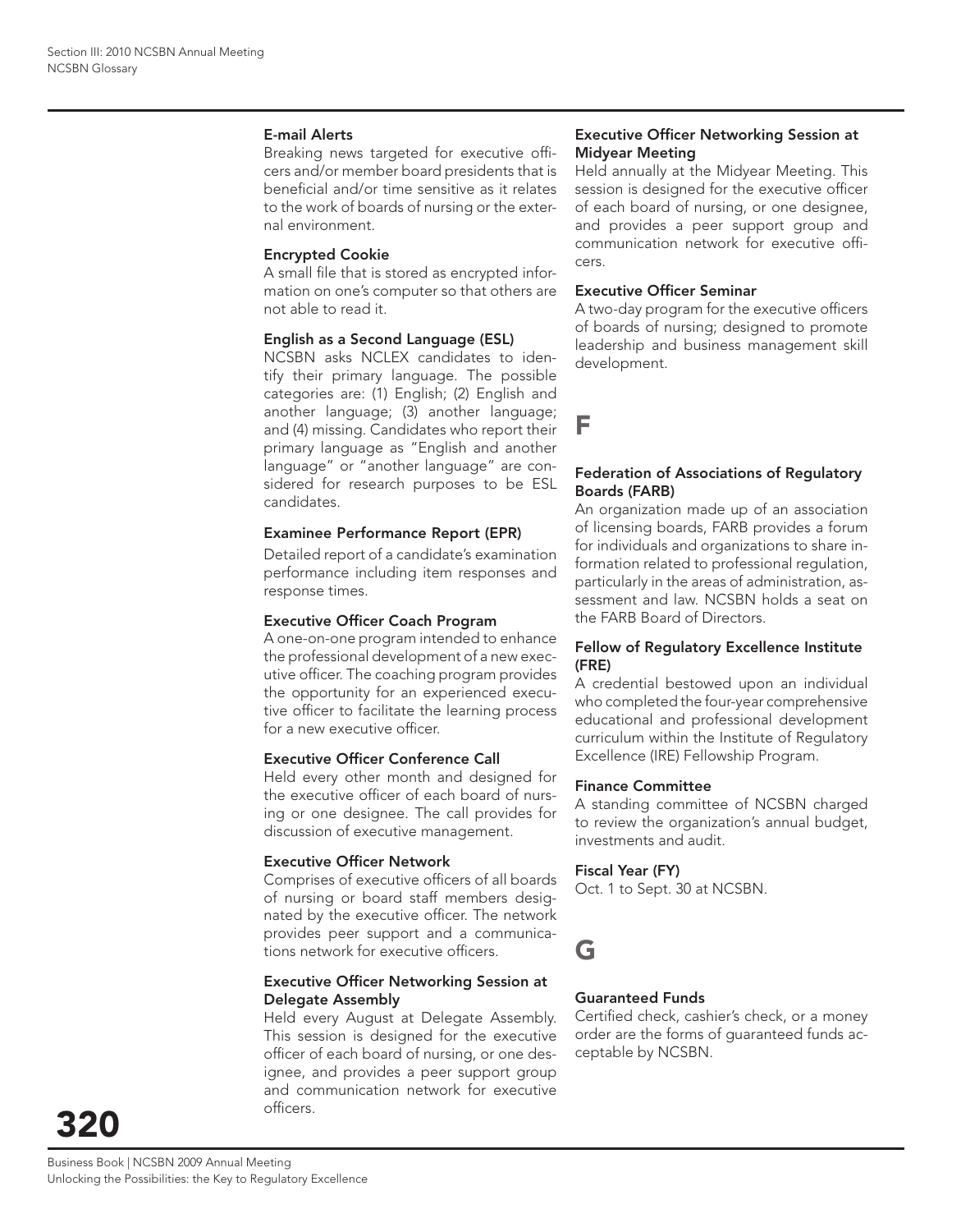### E-mail Alerts

Breaking news targeted for executive officers and/or member board presidents that is beneficial and/or time sensitive as it relates to the work of boards of nursing or the external environment.

### Encrypted Cookie

A small file that is stored as encrypted information on one's computer so that others are not able to read it.

### English as a Second Language (ESL)

NCSBN asks NCLEX candidates to identify their primary language. The possible categories are: (1) English; (2) English and another language; (3) another language; and (4) missing. Candidates who report their primary language as "English and another language" or "another language" are considered for research purposes to be ESL candidates.

### Examinee Performance Report (EPR)

Detailed report of a candidate's examination performance including item responses and response times.

### Executive Officer Coach Program

A one-on-one program intended to enhance the professional development of a new executive officer. The coaching program provides the opportunity for an experienced executive officer to facilitate the learning process for a new executive officer.

### Executive Officer Conference Call

Held every other month and designed for the executive officer of each board of nursing or one designee. The call provides for discussion of executive management.

### Executive Officer Network

Comprises of executive officers of all boards of nursing or board staff members designated by the executive officer. The network provides peer support and a communications network for executive officers.

### Executive Officer Networking Session at Delegate Assembly

Held every August at Delegate Assembly. This session is designed for the executive officer of each board of nursing, or one designee, and provides a peer support group and communication network for executive officers.

### Executive Officer Networking Session at Midyear Meeting

Held annually at the Midyear Meeting. This session is designed for the executive officer of each board of nursing, or one designee, and provides a peer support group and communication network for executive officers.

### Executive Officer Seminar

A two-day program for the executive officers of boards of nursing; designed to promote leadership and business management skill development.

## F

### Federation of Associations of Regulatory Boards (FARB)

An organization made up of an association of licensing boards, FARB provides a forum for individuals and organizations to share information related to professional regulation, particularly in the areas of administration, assessment and law. NCSBN holds a seat on the FARB Board of Directors.

### Fellow of Regulatory Excellence Institute (FRE)

A credential bestowed upon an individual who completed the four-year comprehensive educational and professional development curriculum within the Institute of Regulatory Excellence (IRE) Fellowship Program.

### Finance Committee

A standing committee of NCSBN charged to review the organization's annual budget, investments and audit.

### Fiscal Year (FY)

Oct. 1 to Sept. 30 at NCSBN.

## G

### Guaranteed Funds

Certified check, cashier's check, or a money order are the forms of guaranteed funds acceptable by NCSBN.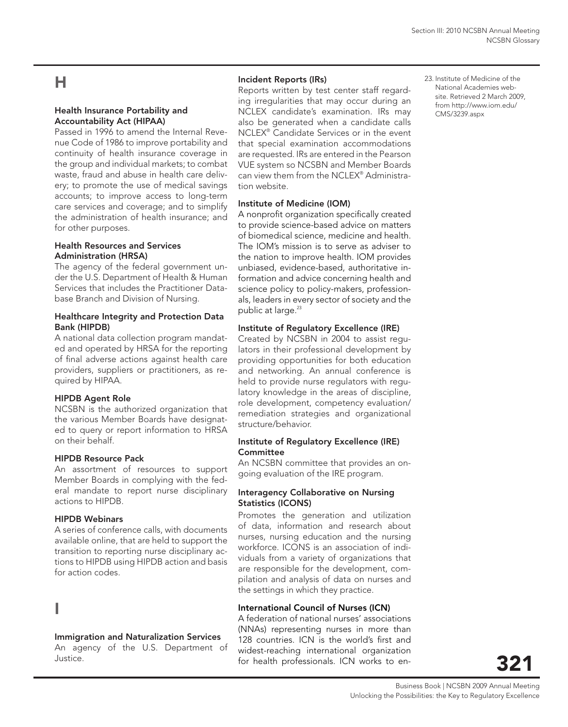# H

### Health Insurance Portability and Accountability Act (HIPAA)

Passed in 1996 to amend the Internal Revenue Code of 1986 to improve portability and continuity of health insurance coverage in the group and individual markets; to combat waste, fraud and abuse in health care delivery; to promote the use of medical savings accounts; to improve access to long-term care services and coverage; and to simplify the administration of health insurance; and for other purposes.

### Health Resources and Services Administration (HRSA)

The agency of the federal government under the U.S. Department of Health & Human Services that includes the Practitioner Database Branch and Division of Nursing.

### Healthcare Integrity and Protection Data Bank (HIPDB)

A national data collection program mandated and operated by HRSA for the reporting of final adverse actions against health care providers, suppliers or practitioners, as required by HIPAA.

### HIPDB Agent Role

NCSBN is the authorized organization that the various Member Boards have designated to query or report information to HRSA on their behalf.

### HIPDB Resource Pack

An assortment of resources to support Member Boards in complying with the federal mandate to report nurse disciplinary actions to HIPDB.

### HIPDB Webinars

A series of conference calls, with documents available online, that are held to support the transition to reporting nurse disciplinary actions to HIPDB using HIPDB action and basis for action codes.

# I

### Immigration and Naturalization Services

An agency of the U.S. Department of Justice.

### Incident Reports (IRs)

Reports written by test center staff regarding irregularities that may occur during an NCLEX candidate's examination. IRs may also be generated when a candidate calls NCLEX® Candidate Services or in the event that special examination accommodations are requested. IRs are entered in the Pearson VUE system so NCSBN and Member Boards can view them from the NCLEX® Administration website.

### Institute of Medicine (IOM)

A nonprofit organization specifically created to provide science-based advice on matters of biomedical science, medicine and health. The IOM's mission is to serve as adviser to the nation to improve health. IOM provides unbiased, evidence-based, authoritative information and advice concerning health and science policy to policy-makers, professionals, leaders in every sector of society and the public at large.[23]

### Institute of Regulatory Excellence (IRE)

Created by NCSBN in 2004 to assist regulators in their professional development by providing opportunities for both education and networking. An annual conference is held to provide nurse regulators with regulatory knowledge in the areas of discipline, role development, competency evaluation/ remediation strategies and organizational structure/behavior.

### Institute of Regulatory Excellence (IRE) Committee

An NCSBN committee that provides an ongoing evaluation of the IRE program.

### Interagency Collaborative on Nursing Statistics (ICONS)

Promotes the generation and utilization of data, information and research about nurses, nursing education and the nursing workforce. ICONS is an association of individuals from a variety of organizations that are responsible for the development, compilation and analysis of data on nurses and the settings in which they practice.

### International Council of Nurses (ICN)

A federation of national nurses' associations (NNAs) representing nurses in more than 128 countries. ICN is the world's first and widest-reaching international organization for health professionals. ICN works to en-

23. Institute of Medicine of the National Academies website. Retrieved 2 March 2009, from http://www.iom.edu/CMS/3239.aspx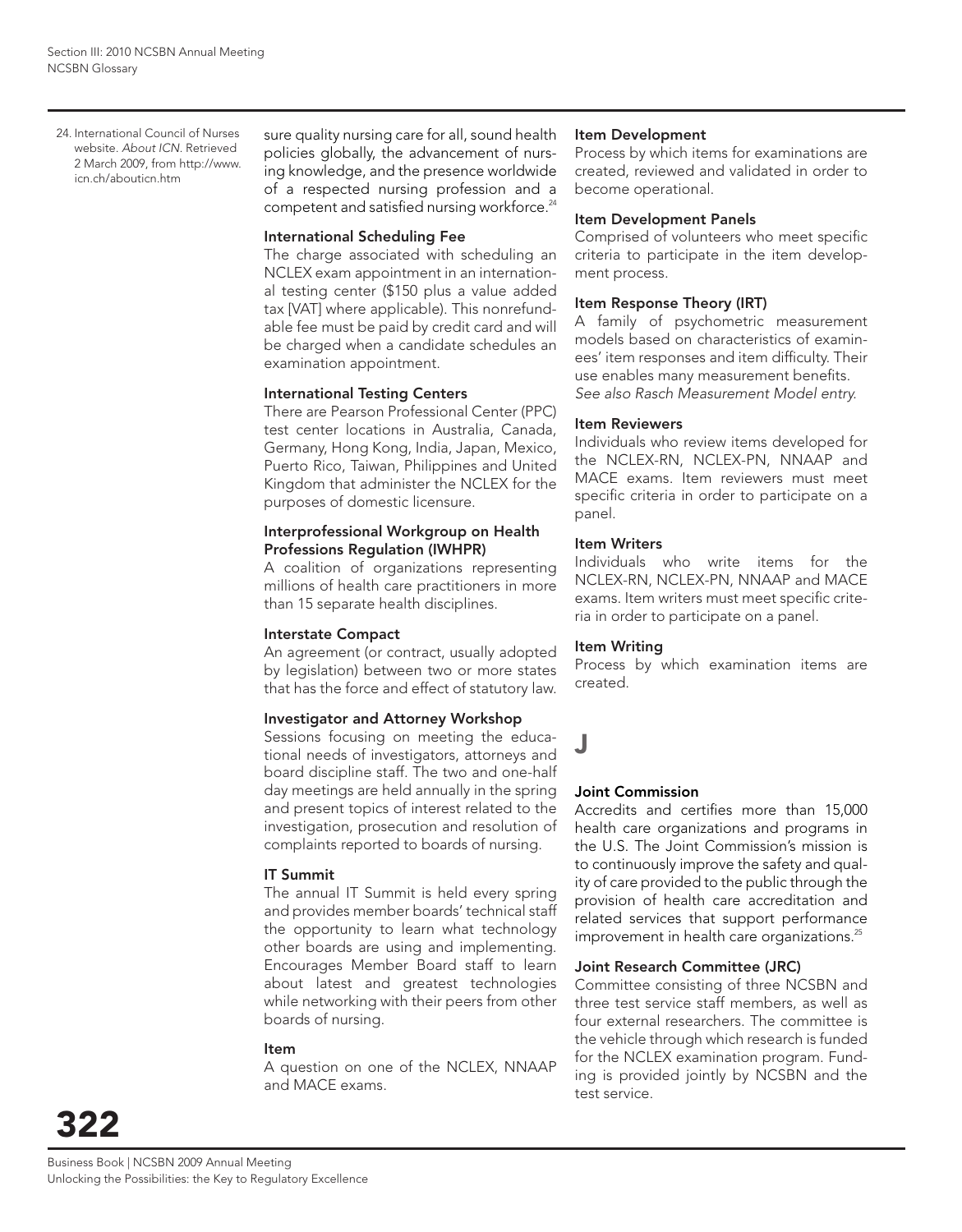sure quality nursing care for all, sound health policies globally, the advancement of nursing knowledge, and the presence worldwide of a respected nursing profession and a competent and satisfied nursing workforce.[24]

**International Scheduling Fee**
The charge associated with scheduling an NCLEX exam appointment in an international testing center ($150 plus a value added tax [VAT] where applicable). This nonrefundable fee must be paid by credit card and will be charged when a candidate schedules an examination appointment.

**International Testing Centers**
There are Pearson Professional Center (PPC) test center locations in Australia, Canada, Germany, Hong Kong, India, Japan, Mexico, Puerto Rico, Taiwan, Philippines and United Kingdom that administer the NCLEX for the purposes of domestic licensure.

**Interprofessional Workgroup on Health Professions Regulation (IWHPR)**
A coalition of organizations representing millions of health care practitioners in more than 15 separate health disciplines.

**Interstate Compact**
An agreement (or contract, usually adopted by legislation) between two or more states that has the force and effect of statutory law.

**Investigator and Attorney Workshop**
Sessions focusing on meeting the educational needs of investigators, attorneys and board discipline staff. The two and one-half day meetings are held annually in the spring and present topics of interest related to the investigation, prosecution and resolution of complaints reported to boards of nursing.

**IT Summit**
The annual IT Summit is held every spring and provides member boards' technical staff the opportunity to learn what technology other boards are using and implementing. Encourages Member Board staff to learn about latest and greatest technologies while networking with their peers from other boards of nursing.

**Item**
A question on one of the NCLEX, NNAAP and MACE exams.

**Item Development**
Process by which items for examinations are created, reviewed and validated in order to become operational.

**Item Development Panels**
Comprised of volunteers who meet specific criteria to participate in the item development process.

**Item Response Theory (IRT)**
A family of psychometric measurement models based on characteristics of examinees' item responses and item difficulty. Their use enables many measurement benefits. *See also Rasch Measurement Model entry.*

**Item Reviewers**
Individuals who review items developed for the NCLEX-RN, NCLEX-PN, NNAAP and MACE exams. Item reviewers must meet specific criteria in order to participate on a panel.

**Item Writers**
Individuals who write items for the NCLEX-RN, NCLEX-PN, NNAAP and MACE exams. Item writers must meet specific criteria in order to participate on a panel.

**Item Writing**
Process by which examination items are created.

## J

**Joint Commission**
Accredits and certifies more than 15,000 health care organizations and programs in the U.S. The Joint Commission's mission is to continuously improve the safety and quality of care provided to the public through the provision of health care accreditation and related services that support performance improvement in health care organizations.[25]

**Joint Research Committee (JRC)**
Committee consisting of three NCSBN and three test service staff members, as well as four external researchers. The committee is the vehicle through which research is funded for the NCLEX examination program. Funding is provided jointly by NCSBN and the test service.

24. International Council of Nurses website. *About ICN*. Retrieved 2 March 2009, from http://www.icn.ch/abouticn.htm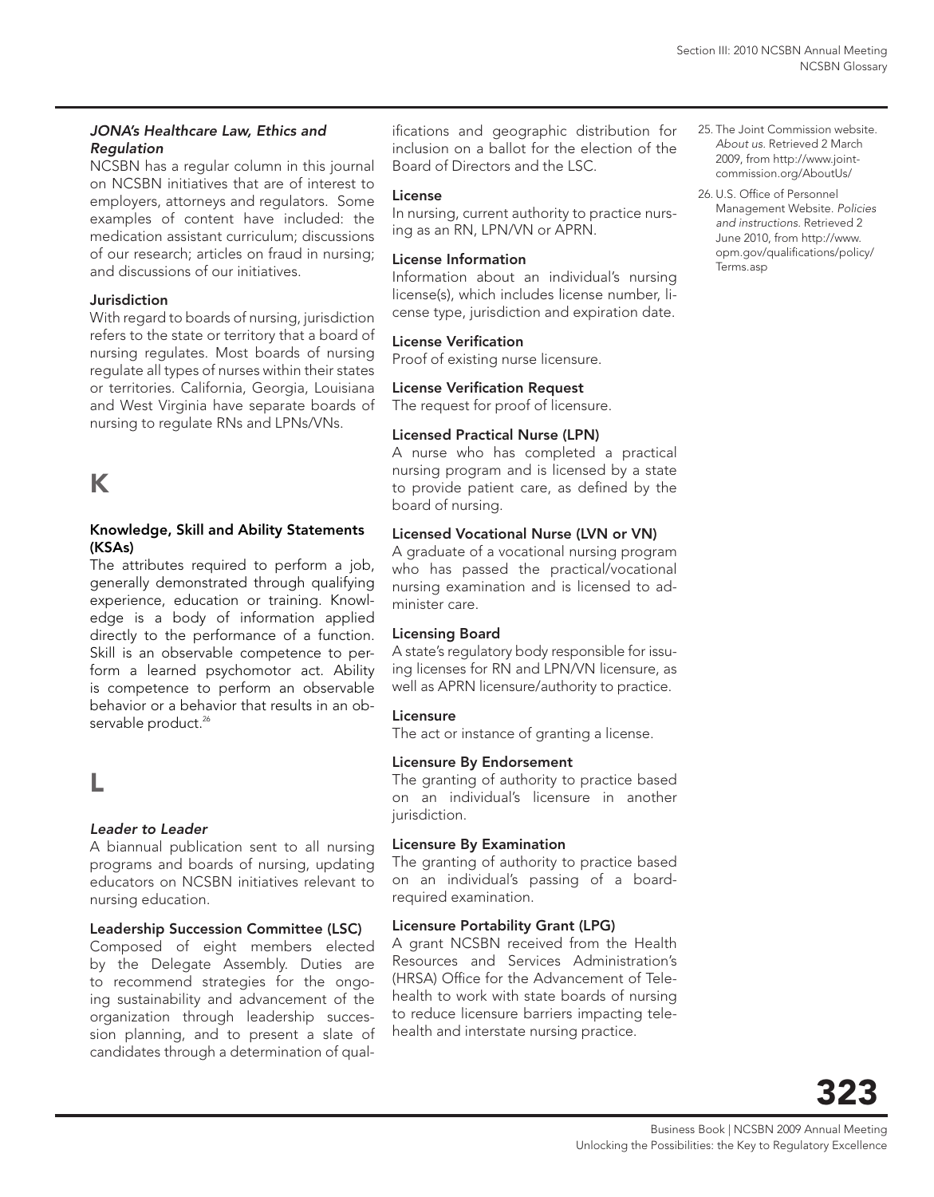### *JONA's Healthcare Law, Ethics and Regulation*

NCSBN has a regular column in this journal on NCSBN initiatives that are of interest to employers, attorneys and regulators. Some examples of content have included: the medication assistant curriculum; discussions of our research; articles on fraud in nursing; and discussions of our initiatives.

### Jurisdiction

With regard to boards of nursing, jurisdiction refers to the state or territory that a board of nursing regulates. Most boards of nursing regulate all types of nurses within their states or territories. California, Georgia, Louisiana and West Virginia have separate boards of nursing to regulate RNs and LPNs/VNs.

## K

### Knowledge, Skill and Ability Statements (KSAs)

The attributes required to perform a job, generally demonstrated through qualifying experience, education or training. Knowledge is a body of information applied directly to the performance of a function. Skill is an observable competence to perform a learned psychomotor act. Ability is competence to perform an observable behavior or a behavior that results in an observable product.[26]

## L

### *Leader to Leader*

A biannual publication sent to all nursing programs and boards of nursing, updating educators on NCSBN initiatives relevant to nursing education.

### Leadership Succession Committee (LSC)

Composed of eight members elected by the Delegate Assembly. Duties are to recommend strategies for the ongoing sustainability and advancement of the organization through leadership succession planning, and to present a slate of candidates through a determination of qualifications and geographic distribution for inclusion on a ballot for the election of the Board of Directors and the LSC.

### License

In nursing, current authority to practice nursing as an RN, LPN/VN or APRN.

### License Information

Information about an individual's nursing license(s), which includes license number, license type, jurisdiction and expiration date.

### License Verification

Proof of existing nurse licensure.

### License Verification Request

The request for proof of licensure.

### Licensed Practical Nurse (LPN)

A nurse who has completed a practical nursing program and is licensed by a state to provide patient care, as defined by the board of nursing.

### Licensed Vocational Nurse (LVN or VN)

A graduate of a vocational nursing program who has passed the practical/vocational nursing examination and is licensed to administer care.

### Licensing Board

A state's regulatory body responsible for issuing licenses for RN and LPN/VN licensure, as well as APRN licensure/authority to practice.

### Licensure

The act or instance of granting a license.

### Licensure By Endorsement

The granting of authority to practice based on an individual's licensure in another jurisdiction.

### Licensure By Examination

The granting of authority to practice based on an individual's passing of a board-required examination.

### Licensure Portability Grant (LPG)

A grant NCSBN received from the Health Resources and Services Administration's (HRSA) Office for the Advancement of Telehealth to work with state boards of nursing to reduce licensure barriers impacting telehealth and interstate nursing practice.

---

25. The Joint Commission website. *About us.* Retrieved 2 March 2009, from http://www.jointcommission.org/AboutUs/
26. U.S. Office of Personnel Management Website. *Policies and instructions.* Retrieved 2 June 2010, from http://www.opm.gov/qualifications/policy/Terms.asp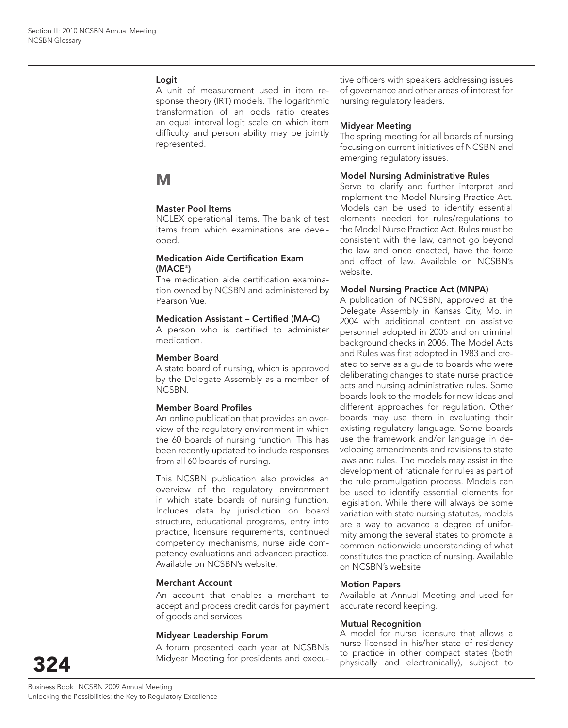### Logit

A unit of measurement used in item response theory (IRT) models. The logarithmic transformation of an odds ratio creates an equal interval logit scale on which item difficulty and person ability may be jointly represented.

## M

### Master Pool Items

NCLEX operational items. The bank of test items from which examinations are developed.

### Medication Aide Certification Exam (MACE®)

The medication aide certification examination owned by NCSBN and administered by Pearson Vue.

### Medication Assistant – Certified (MA-C)

A person who is certified to administer medication.

### Member Board

A state board of nursing, which is approved by the Delegate Assembly as a member of NCSBN.

### Member Board Profiles

An online publication that provides an overview of the regulatory environment in which the 60 boards of nursing function. This has been recently updated to include responses from all 60 boards of nursing.

This NCSBN publication also provides an overview of the regulatory environment in which state boards of nursing function. Includes data by jurisdiction on board structure, educational programs, entry into practice, licensure requirements, continued competency mechanisms, nurse aide competency evaluations and advanced practice. Available on NCSBN's website.

### Merchant Account

An account that enables a merchant to accept and process credit cards for payment of goods and services.

### Midyear Leadership Forum

A forum presented each year at NCSBN's Midyear Meeting for presidents and executive officers with speakers addressing issues of governance and other areas of interest for nursing regulatory leaders.

### Midyear Meeting

The spring meeting for all boards of nursing focusing on current initiatives of NCSBN and emerging regulatory issues.

### Model Nursing Administrative Rules

Serve to clarify and further interpret and implement the Model Nursing Practice Act. Models can be used to identify essential elements needed for rules/regulations to the Model Nurse Practice Act. Rules must be consistent with the law, cannot go beyond the law and once enacted, have the force and effect of law. Available on NCSBN's website.

### Model Nursing Practice Act (MNPA)

A publication of NCSBN, approved at the Delegate Assembly in Kansas City, Mo. in 2004 with additional content on assistive personnel adopted in 2005 and on criminal background checks in 2006. The Model Acts and Rules was first adopted in 1983 and created to serve as a guide to boards who were deliberating changes to state nurse practice acts and nursing administrative rules. Some boards look to the models for new ideas and different approaches for regulation. Other boards may use them in evaluating their existing regulatory language. Some boards use the framework and/or language in developing amendments and revisions to state laws and rules. The models may assist in the development of rationale for rules as part of the rule promulgation process. Models can be used to identify essential elements for legislation. While there will always be some variation with state nursing statutes, models are a way to advance a degree of uniformity among the several states to promote a common nationwide understanding of what constitutes the practice of nursing. Available on NCSBN's website.

### Motion Papers

Available at Annual Meeting and used for accurate record keeping.

### Mutual Recognition

A model for nurse licensure that allows a nurse licensed in his/her state of residency to practice in other compact states (both physically and electronically), subject to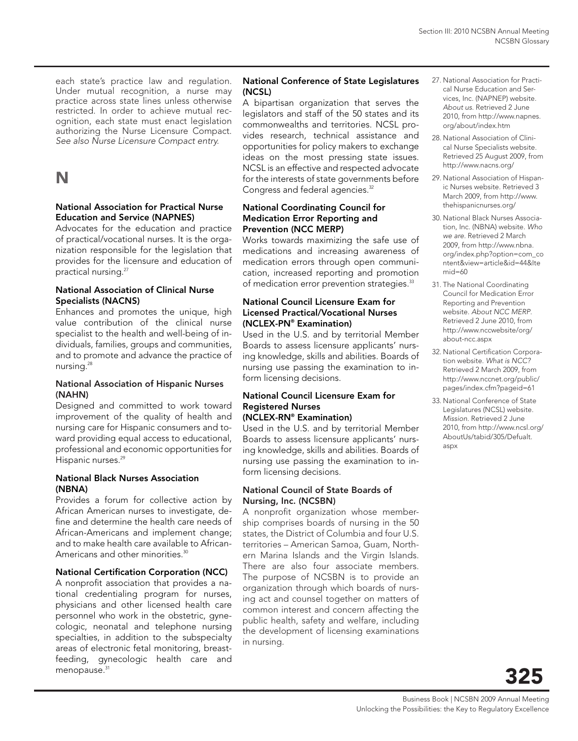each state's practice law and regulation. Under mutual recognition, a nurse may practice across state lines unless otherwise restricted. In order to achieve mutual recognition, each state must enact legislation authorizing the Nurse Licensure Compact. *See also Nurse Licensure Compact entry.*

# N

### National Association for Practical Nurse Education and Service (NAPNES)

Advocates for the education and practice of practical/vocational nurses. It is the organization responsible for the legislation that provides for the licensure and education of practical nursing.[27]

### National Association of Clinical Nurse Specialists (NACNS)

Enhances and promotes the unique, high value contribution of the clinical nurse specialist to the health and well-being of individuals, families, groups and communities, and to promote and advance the practice of nursing.[28]

### National Association of Hispanic Nurses (NAHN)

Designed and committed to work toward improvement of the quality of health and nursing care for Hispanic consumers and toward providing equal access to educational, professional and economic opportunities for Hispanic nurses.[29]

### National Black Nurses Association (NBNA)

Provides a forum for collective action by African American nurses to investigate, define and determine the health care needs of African-Americans and implement change; and to make health care available to African-Americans and other minorities.[30]

### National Certification Corporation (NCC)

A nonprofit association that provides a national credentialing program for nurses, physicians and other licensed health care personnel who work in the obstetric, gynecologic, neonatal and telephone nursing specialties, in addition to the subspecialty areas of electronic fetal monitoring, breastfeeding, gynecologic health care and menopause.[31]

### National Conference of State Legislatures (NCSL)

A bipartisan organization that serves the legislators and staff of the 50 states and its commonwealths and territories. NCSL provides research, technical assistance and opportunities for policy makers to exchange ideas on the most pressing state issues. NCSL is an effective and respected advocate for the interests of state governments before Congress and federal agencies.[32]

### National Coordinating Council for Medication Error Reporting and Prevention (NCC MERP)

Works towards maximizing the safe use of medications and increasing awareness of medication errors through open communication, increased reporting and promotion of medication error prevention strategies.[33]

### National Council Licensure Exam for Licensed Practical/Vocational Nurses (NCLEX-PN® Examination)

Used in the U.S. and by territorial Member Boards to assess licensure applicants' nursing knowledge, skills and abilities. Boards of nursing use passing the examination to inform licensing decisions.

### National Council Licensure Exam for Registered Nurses (NCLEX-RN® Examination)

Used in the U.S. and by territorial Member Boards to assess licensure applicants' nursing knowledge, skills and abilities. Boards of nursing use passing the examination to inform licensing decisions.

### National Council of State Boards of Nursing, Inc. (NCSBN)

A nonprofit organization whose membership comprises boards of nursing in the 50 states, the District of Columbia and four U.S. territories – American Samoa, Guam, Northern Mariana Islands and the Virgin Islands. There are also four associate members. The purpose of NCSBN is to provide an organization through which boards of nursing act and counsel together on matters of common interest and concern affecting the public health, safety and welfare, including the development of licensing examinations in nursing.

---

27. National Association for Practical Nurse Education and Services, Inc. (NAPNEP) website. *About us.* Retrieved 2 June 2010, from http://www.napnes.org/about/index.htm
28. National Association of Clinical Nurse Specialists website. Retrieved 25 August 2009, from http://www.nacns.org/
29. National Association of Hispanic Nurses website. Retrieved 3 March 2009, from http://www.thehispanicnurses.org/
30. National Black Nurses Association, Inc. (NBNA) website. *Who we are.* Retrieved 2 March 2009, from http://www.nbna.org/index.php?option=com_content&view=article&id=44&Itemid=60
31. The National Coordinating Council for Medication Error Reporting and Prevention website. *About NCC MERP.* Retrieved 2 June 2010, from http://www.nccwebsite/org/about-ncc.aspx
32. National Certification Corporation website. *What is NCC?* Retrieved 2 March 2009, from http://www.nccnet.org/public/pages/index.cfm?pageid=61
33. National Conference of State Legislatures (NCSL) website. *Mission.* Retrieved 2 June 2010, from http://www.ncsl.org/AboutUs/tabid/305/Defualt.aspx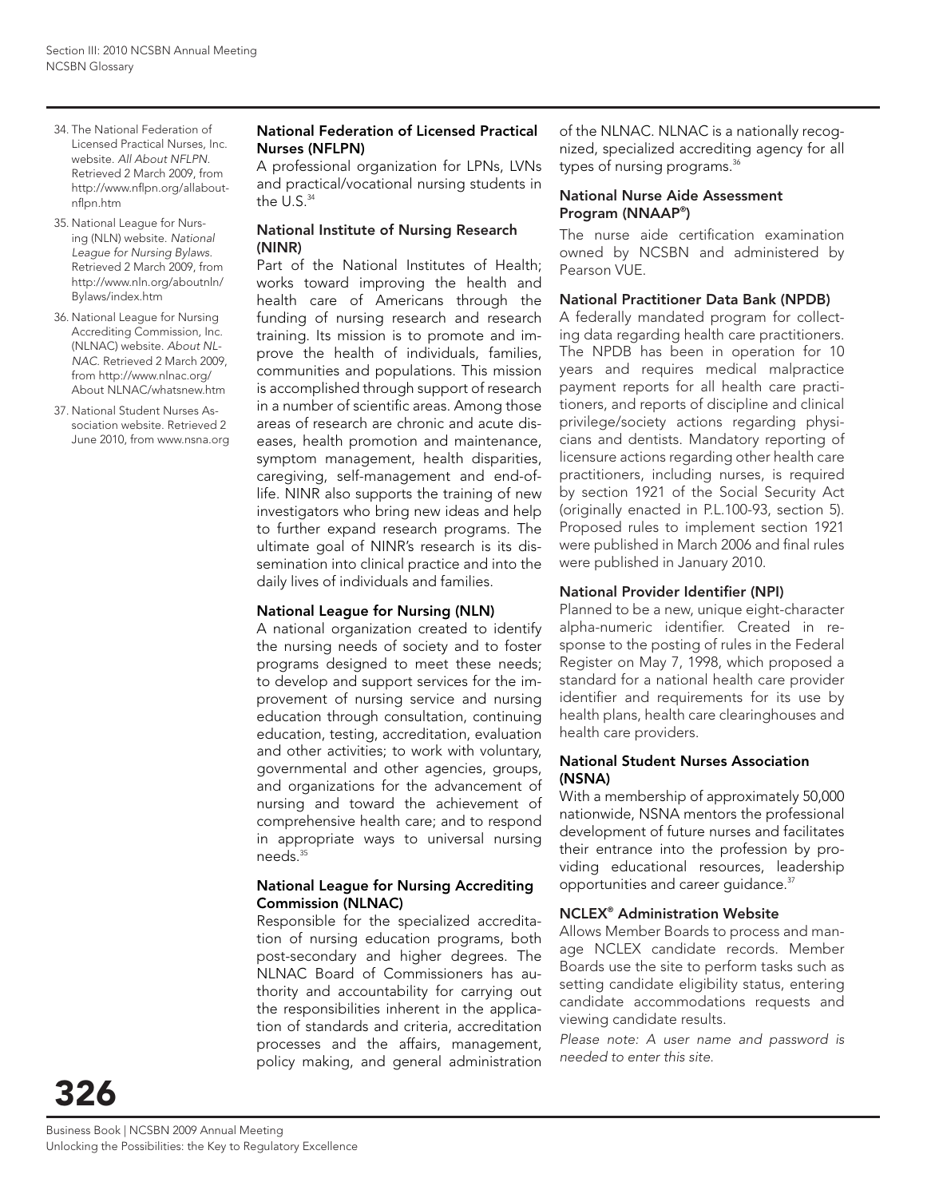### National Federation of Licensed Practical Nurses (NFLPN)

A professional organization for LPNs, LVNs and practical/vocational nursing students in the U.S.[34]

### National Institute of Nursing Research (NINR)

Part of the National Institutes of Health; works toward improving the health and health care of Americans through the funding of nursing research and research training. Its mission is to promote and improve the health of individuals, families, communities and populations. This mission is accomplished through support of research in a number of scientific areas. Among those areas of research are chronic and acute diseases, health promotion and maintenance, symptom management, health disparities, caregiving, self-management and end-of-life. NINR also supports the training of new investigators who bring new ideas and help to further expand research programs. The ultimate goal of NINR's research is its dissemination into clinical practice and into the daily lives of individuals and families.

### National League for Nursing (NLN)

A national organization created to identify the nursing needs of society and to foster programs designed to meet these needs; to develop and support services for the improvement of nursing service and nursing education through consultation, continuing education, testing, accreditation, evaluation and other activities; to work with voluntary, governmental and other agencies, groups, and organizations for the advancement of nursing and toward the achievement of comprehensive health care; and to respond in appropriate ways to universal nursing needs.[35]

### National League for Nursing Accrediting Commission (NLNAC)

Responsible for the specialized accreditation of nursing education programs, both post-secondary and higher degrees. The NLNAC Board of Commissioners has authority and accountability for carrying out the responsibilities inherent in the application of standards and criteria, accreditation processes and the affairs, management, policy making, and general administration of the NLNAC. NLNAC is a nationally recognized, specialized accrediting agency for all types of nursing programs.[36]

### National Nurse Aide Assessment Program (NNAAP®)

The nurse aide certification examination owned by NCSBN and administered by Pearson VUE.

### National Practitioner Data Bank (NPDB)

A federally mandated program for collecting data regarding health care practitioners. The NPDB has been in operation for 10 years and requires medical malpractice payment reports for all health care practitioners, and reports of discipline and clinical privilege/society actions regarding physicians and dentists. Mandatory reporting of licensure actions regarding other health care practitioners, including nurses, is required by section 1921 of the Social Security Act (originally enacted in P.L.100-93, section 5). Proposed rules to implement section 1921 were published in March 2006 and final rules were published in January 2010.

### National Provider Identifier (NPI)

Planned to be a new, unique eight-character alpha-numeric identifier. Created in response to the posting of rules in the Federal Register on May 7, 1998, which proposed a standard for a national health care provider identifier and requirements for its use by health plans, health care clearinghouses and health care providers.

### National Student Nurses Association (NSNA)

With a membership of approximately 50,000 nationwide, NSNA mentors the professional development of future nurses and facilitates their entrance into the profession by providing educational resources, leadership opportunities and career guidance.[37]

### NCLEX® Administration Website

Allows Member Boards to process and manage NCLEX candidate records. Member Boards use the site to perform tasks such as setting candidate eligibility status, entering candidate accommodations requests and viewing candidate results.

*Please note: A user name and password is needed to enter this site.*

---

34. The National Federation of Licensed Practical Nurses, Inc. website. *All About NFLPN.* Retrieved 2 March 2009, from http://www.nflpn.org/allabout-nflpn.htm
35. National League for Nursing (NLN) website. *National League for Nursing Bylaws.* Retrieved 2 March 2009, from http://www.nln.org/aboutnln/Bylaws/index.htm
36. National League for Nursing Accrediting Commission, Inc. (NLNAC) website. *About NLNAC.* Retrieved 2 March 2009, from http://www.nlnac.org/About NLNAC/whatsnew.htm
37. National Student Nurses Association website. Retrieved 2 June 2010, from www.nsna.org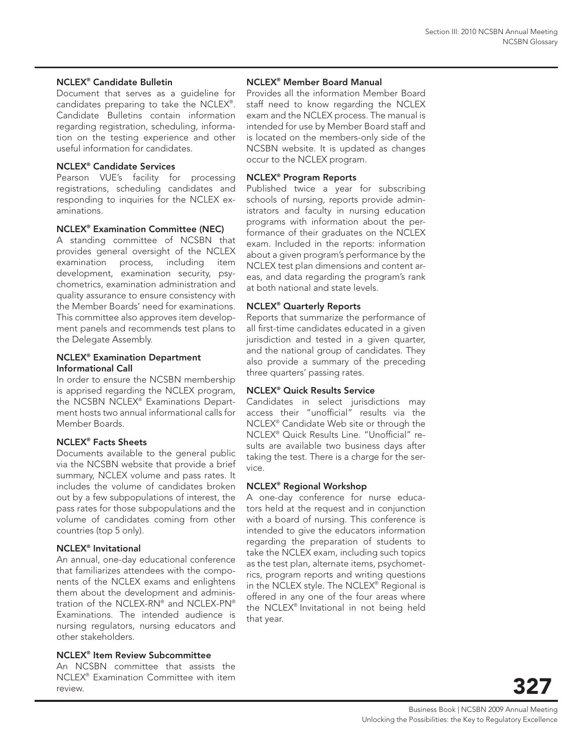### NCLEX® Candidate Bulletin

Document that serves as a guideline for candidates preparing to take the NCLEX®. Candidate Bulletins contain information regarding registration, scheduling, information on the testing experience and other useful information for candidates.

### NCLEX® Candidate Services

Pearson VUE's facility for processing registrations, scheduling candidates and responding to inquiries for the NCLEX examinations.

### NCLEX® Examination Committee (NEC)

A standing committee of NCSBN that provides general oversight of the NCLEX examination process, including item development, examination security, psychometrics, examination administration and quality assurance to ensure consistency with the Member Boards' need for examinations. This committee also approves item development panels and recommends test plans to the Delegate Assembly.

### NCLEX® Examination Department Informational Call

In order to ensure the NCSBN membership is apprised regarding the NCLEX program, the NCSBN NCLEX® Examinations Department hosts two annual informational calls for Member Boards.

### NCLEX® Facts Sheets

Documents available to the general public via the NCSBN website that provide a brief summary, NCLEX volume and pass rates. It includes the volume of candidates broken out by a few subpopulations of interest, the pass rates for those subpopulations and the volume of candidates coming from other countries (top 5 only).

### NCLEX® Invitational

An annual, one-day educational conference that familiarizes attendees with the components of the NCLEX exams and enlightens them about the development and administration of the NCLEX-RN® and NCLEX-PN® Examinations. The intended audience is nursing regulators, nursing educators and other stakeholders.

### NCLEX® Item Review Subcommittee

An NCSBN committee that assists the NCLEX® Examination Committee with item review.

### NCLEX® Member Board Manual

Provides all the information Member Board staff need to know regarding the NCLEX exam and the NCLEX process. The manual is intended for use by Member Board staff and is located on the members-only side of the NCSBN website. It is updated as changes occur to the NCLEX program.

### NCLEX® Program Reports

Published twice a year for subscribing schools of nursing, reports provide administrators and faculty in nursing education programs with information about the performance of their graduates on the NCLEX exam. Included in the reports: information about a given program's performance by the NCLEX test plan dimensions and content areas, and data regarding the program's rank at both national and state levels.

### NCLEX® Quarterly Reports

Reports that summarize the performance of all first-time candidates educated in a given jurisdiction and tested in a given quarter, and the national group of candidates. They also provide a summary of the preceding three quarters' passing rates.

### NCLEX® Quick Results Service

Candidates in select jurisdictions may access their "unofficial" results via the NCLEX® Candidate Web site or through the NCLEX® Quick Results Line. "Unofficial" results are available two business days after taking the test. There is a charge for the service.

### NCLEX® Regional Workshop

A one-day conference for nurse educators held at the request and in conjunction with a board of nursing. This conference is intended to give the educators information regarding the preparation of students to take the NCLEX exam, including such topics as the test plan, alternate items, psychometrics, program reports and writing questions in the NCLEX style. The NCLEX® Regional is offered in any one of the four areas where the NCLEX® Invitational in not being held that year.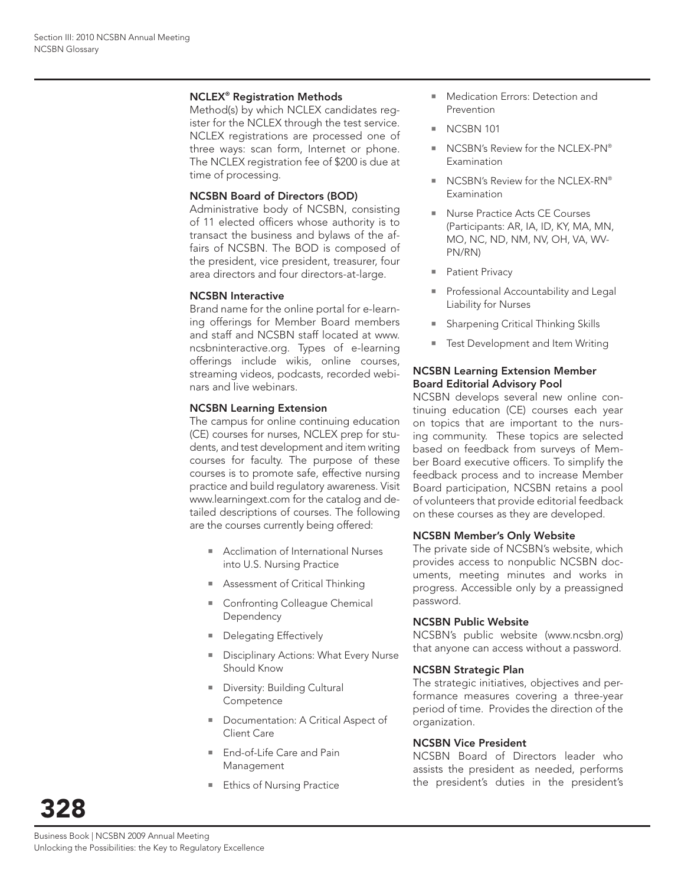**NCLEX® Registration Methods**

Method(s) by which NCLEX candidates register for the NCLEX through the test service. NCLEX registrations are processed one of three ways: scan form, Internet or phone. The NCLEX registration fee of $200 is due at time of processing.

**NCSBN Board of Directors (BOD)**

Administrative body of NCSBN, consisting of 11 elected officers whose authority is to transact the business and bylaws of the affairs of NCSBN. The BOD is composed of the president, vice president, treasurer, four area directors and four directors-at-large.

**NCSBN Interactive**

Brand name for the online portal for e-learning offerings for Member Board members and staff and NCSBN staff located at www.ncsbninteractive.org. Types of e-learning offerings include wikis, online courses, streaming videos, podcasts, recorded webinars and live webinars.

**NCSBN Learning Extension**

The campus for online continuing education (CE) courses for nurses, NCLEX prep for students, and test development and item writing courses for faculty. The purpose of these courses is to promote safe, effective nursing practice and build regulatory awareness. Visit www.learningext.com for the catalog and detailed descriptions of courses. The following are the courses currently being offered:

- Acclimation of International Nurses into U.S. Nursing Practice
- Assessment of Critical Thinking
- Confronting Colleague Chemical Dependency
- Delegating Effectively
- Disciplinary Actions: What Every Nurse Should Know
- Diversity: Building Cultural Competence
- Documentation: A Critical Aspect of Client Care
- End-of-Life Care and Pain Management
- Ethics of Nursing Practice
- Medication Errors: Detection and Prevention
- NCSBN 101
- NCSBN's Review for the NCLEX-PN® Examination
- NCSBN's Review for the NCLEX-RN® Examination
- Nurse Practice Acts CE Courses (Participants: AR, IA, ID, KY, MA, MN, MO, NC, ND, NM, NV, OH, VA, WV-PN/RN)
- Patient Privacy
- Professional Accountability and Legal Liability for Nurses
- Sharpening Critical Thinking Skills
- Test Development and Item Writing

**NCSBN Learning Extension Member Board Editorial Advisory Pool**

NCSBN develops several new online continuing education (CE) courses each year on topics that are important to the nursing community. These topics are selected based on feedback from surveys of Member Board executive officers. To simplify the feedback process and to increase Member Board participation, NCSBN retains a pool of volunteers that provide editorial feedback on these courses as they are developed.

**NCSBN Member's Only Website**

The private side of NCSBN's website, which provides access to nonpublic NCSBN documents, meeting minutes and works in progress. Accessible only by a preassigned password.

**NCSBN Public Website**

NCSBN's public website (www.ncsbn.org) that anyone can access without a password.

**NCSBN Strategic Plan**

The strategic initiatives, objectives and performance measures covering a three-year period of time. Provides the direction of the organization.

**NCSBN Vice President**

NCSBN Board of Directors leader who assists the president as needed, performs the president's duties in the president's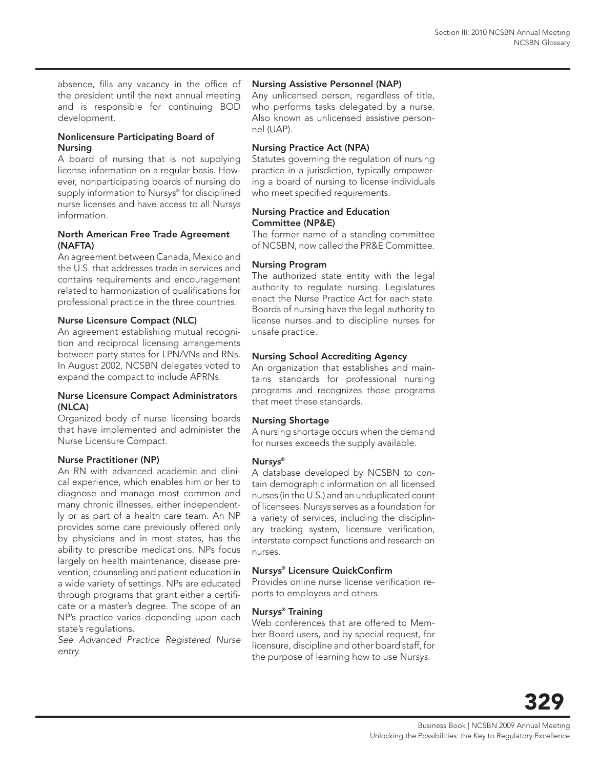absence, fills any vacancy in the office of the president until the next annual meeting and is responsible for continuing BOD development.

### Nonlicensure Participating Board of Nursing

A board of nursing that is not supplying license information on a regular basis. However, nonparticipating boards of nursing do supply information to Nur*sys*® for disciplined nurse licenses and have access to all Nur*sys* information.

### North American Free Trade Agreement (NAFTA)

An agreement between Canada, Mexico and the U.S. that addresses trade in services and contains requirements and encouragement related to harmonization of qualifications for professional practice in the three countries.

### Nurse Licensure Compact (NLC)

An agreement establishing mutual recognition and reciprocal licensing arrangements between party states for LPN/VNs and RNs. In August 2002, NCSBN delegates voted to expand the compact to include APRNs.

### Nurse Licensure Compact Administrators (NLCA)

Organized body of nurse licensing boards that have implemented and administer the Nurse Licensure Compact.

### Nurse Practitioner (NP)

An RN with advanced academic and clinical experience, which enables him or her to diagnose and manage most common and many chronic illnesses, either independently or as part of a health care team. An NP provides some care previously offered only by physicians and in most states, has the ability to prescribe medications. NPs focus largely on health maintenance, disease prevention, counseling and patient education in a wide variety of settings. NPs are educated through programs that grant either a certificate or a master's degree. The scope of an NP's practice varies depending upon each state's regulations.

*See Advanced Practice Registered Nurse entry.*

### Nursing Assistive Personnel (NAP)

Any unlicensed person, regardless of title, who performs tasks delegated by a nurse. Also known as unlicensed assistive personnel (UAP).

### Nursing Practice Act (NPA)

Statutes governing the regulation of nursing practice in a jurisdiction, typically empowering a board of nursing to license individuals who meet specified requirements.

### Nursing Practice and Education Committee (NP&E)

The former name of a standing committee of NCSBN, now called the PR&E Committee.

### Nursing Program

The authorized state entity with the legal authority to regulate nursing. Legislatures enact the Nurse Practice Act for each state. Boards of nursing have the legal authority to license nurses and to discipline nurses for unsafe practice.

### Nursing School Accrediting Agency

An organization that establishes and maintains standards for professional nursing programs and recognizes those programs that meet these standards.

### Nursing Shortage

A nursing shortage occurs when the demand for nurses exceeds the supply available.

### Nur*sys*®

A database developed by NCSBN to contain demographic information on all licensed nurses (in the U.S.) and an unduplicated count of licensees. Nur*sys* serves as a foundation for a variety of services, including the disciplinary tracking system, licensure verification, interstate compact functions and research on nurses.

### Nur*sys*® Licensure QuickConfirm

Provides online nurse license verification reports to employers and others.

### Nur*sys*® Training

Web conferences that are offered to Member Board users, and by special request, for licensure, discipline and other board staff, for the purpose of learning how to use Nur*sys*.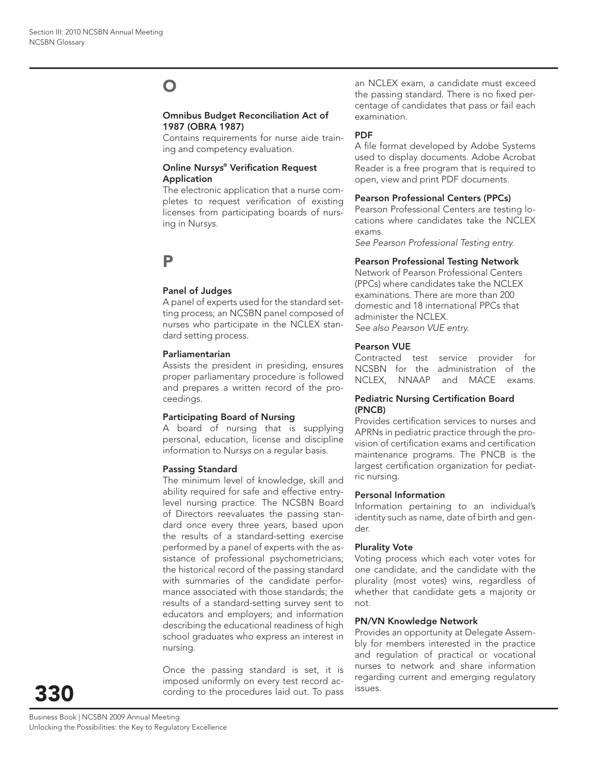## O

### Omnibus Budget Reconciliation Act of 1987 (OBRA 1987)

Contains requirements for nurse aide training and competency evaluation.

### Online Nur*sys*® Verification Request Application

The electronic application that a nurse completes to request verification of existing licenses from participating boards of nursing in Nur*sys*.

## P

### Panel of Judges

A panel of experts used for the standard setting process; an NCSBN panel composed of nurses who participate in the NCLEX standard setting process.

### Parliamentarian

Assists the president in presiding, ensures proper parliamentary procedure is followed and prepares a written record of the proceedings.

### Participating Board of Nursing

A board of nursing that is supplying personal, education, license and discipline information to Nur*sys* on a regular basis.

### Passing Standard

The minimum level of knowledge, skill and ability required for safe and effective entry-level nursing practice. The NCSBN Board of Directors reevaluates the passing standard once every three years, based upon the results of a standard-setting exercise performed by a panel of experts with the assistance of professional psychometricians; the historical record of the passing standard with summaries of the candidate performance associated with those standards; the results of a standard-setting survey sent to educators and employers; and information describing the educational readiness of high school graduates who express an interest in nursing.

Once the passing standard is set, it is imposed uniformly on every test record according to the procedures laid out. To pass an NCLEX exam, a candidate must exceed the passing standard. There is no fixed percentage of candidates that pass or fail each examination.

### PDF

A file format developed by Adobe Systems used to display documents. Adobe Acrobat Reader is a free program that is required to open, view and print PDF documents.

### Pearson Professional Centers (PPCs)

Pearson Professional Centers are testing locations where candidates take the NCLEX exams.

*See Pearson Professional Testing entry.*

### Pearson Professional Testing Network

Network of Pearson Professional Centers (PPCs) where candidates take the NCLEX examinations. There are more than 200 domestic and 18 international PPCs that administer the NCLEX.

*See also Pearson VUE entry.*

### Pearson VUE

Contracted test service provider for NCSBN for the administration of the NCLEX, NNAAP and MACE exams.

### Pediatric Nursing Certification Board (PNCB)

Provides certification services to nurses and APRNs in pediatric practice through the provision of certification exams and certification maintenance programs. The PNCB is the largest certification organization for pediatric nursing.

### Personal Information

Information pertaining to an individual's identity such as name, date of birth and gender.

### Plurality Vote

Voting process which each voter votes for one candidate, and the candidate with the plurality (most votes) wins, regardless of whether that candidate gets a majority or not.

### PN/VN Knowledge Network

Provides an opportunity at Delegate Assembly for members interested in the practice and regulation of practical or vocational nurses to network and share information regarding current and emerging regulatory issues.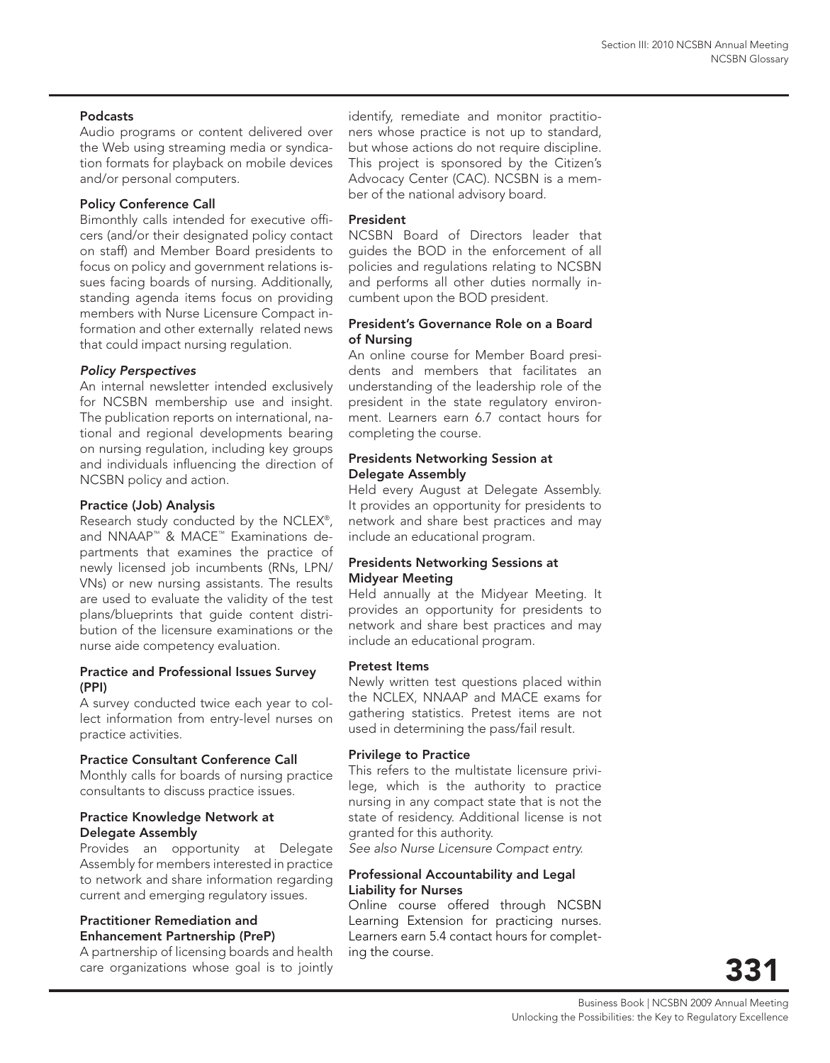**Podcasts**
Audio programs or content delivered over the Web using streaming media or syndication formats for playback on mobile devices and/or personal computers.

**Policy Conference Call**
Bimonthly calls intended for executive officers (and/or their designated policy contact on staff) and Member Board presidents to focus on policy and government relations issues facing boards of nursing. Additionally, standing agenda items focus on providing members with Nurse Licensure Compact information and other externally related news that could impact nursing regulation.

***Policy Perspectives***
An internal newsletter intended exclusively for NCSBN membership use and insight. The publication reports on international, national and regional developments bearing on nursing regulation, including key groups and individuals influencing the direction of NCSBN policy and action.

**Practice (Job) Analysis**
Research study conducted by the NCLEX®, and NNAAP™ & MACE™ Examinations departments that examines the practice of newly licensed job incumbents (RNs, LPN/VNs) or new nursing assistants. The results are used to evaluate the validity of the test plans/blueprints that guide content distribution of the licensure examinations or the nurse aide competency evaluation.

**Practice and Professional Issues Survey (PPI)**
A survey conducted twice each year to collect information from entry-level nurses on practice activities.

**Practice Consultant Conference Call**
Monthly calls for boards of nursing practice consultants to discuss practice issues.

**Practice Knowledge Network at Delegate Assembly**
Provides an opportunity at Delegate Assembly for members interested in practice to network and share information regarding current and emerging regulatory issues.

**Practitioner Remediation and Enhancement Partnership (PreP)**
A partnership of licensing boards and health care organizations whose goal is to jointly identify, remediate and monitor practitioners whose practice is not up to standard, but whose actions do not require discipline. This project is sponsored by the Citizen's Advocacy Center (CAC). NCSBN is a member of the national advisory board.

**President**
NCSBN Board of Directors leader that guides the BOD in the enforcement of all policies and regulations relating to NCSBN and performs all other duties normally incumbent upon the BOD president.

**President's Governance Role on a Board of Nursing**
An online course for Member Board presidents and members that facilitates an understanding of the leadership role of the president in the state regulatory environment. Learners earn 6.7 contact hours for completing the course.

**Presidents Networking Session at Delegate Assembly**
Held every August at Delegate Assembly. It provides an opportunity for presidents to network and share best practices and may include an educational program.

**Presidents Networking Sessions at Midyear Meeting**
Held annually at the Midyear Meeting. It provides an opportunity for presidents to network and share best practices and may include an educational program.

**Pretest Items**
Newly written test questions placed within the NCLEX, NNAAP and MACE exams for gathering statistics. Pretest items are not used in determining the pass/fail result.

**Privilege to Practice**
This refers to the multistate licensure privilege, which is the authority to practice nursing in any compact state that is not the state of residency. Additional license is not granted for this authority.
*See also Nurse Licensure Compact entry.*

**Professional Accountability and Legal Liability for Nurses**
Online course offered through NCSBN Learning Extension for practicing nurses. Learners earn 5.4 contact hours for completing the course.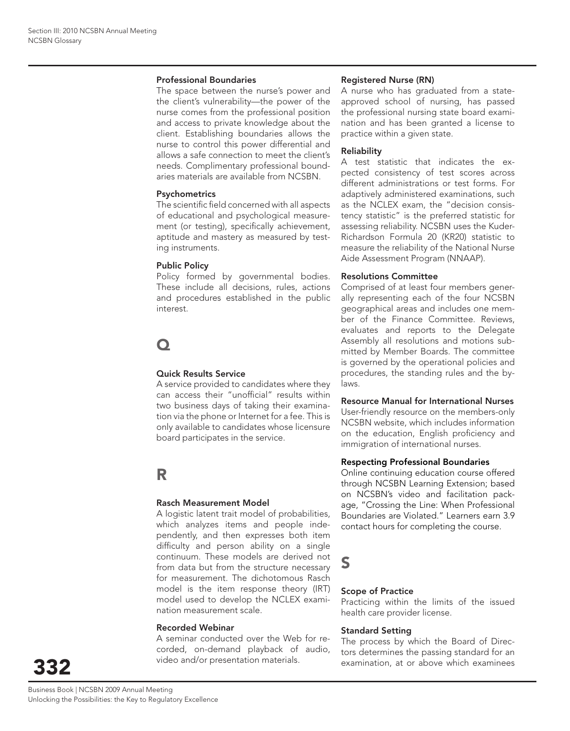### Professional Boundaries

The space between the nurse's power and the client's vulnerability—the power of the nurse comes from the professional position and access to private knowledge about the client. Establishing boundaries allows the nurse to control this power differential and allows a safe connection to meet the client's needs. Complimentary professional boundaries materials are available from NCSBN.

### Psychometrics

The scientific field concerned with all aspects of educational and psychological measurement (or testing), specifically achievement, aptitude and mastery as measured by testing instruments.

### Public Policy

Policy formed by governmental bodies. These include all decisions, rules, actions and procedures established in the public interest.

## Q

### Quick Results Service

A service provided to candidates where they can access their "unofficial" results within two business days of taking their examination via the phone or Internet for a fee. This is only available to candidates whose licensure board participates in the service.

## R

### Rasch Measurement Model

A logistic latent trait model of probabilities, which analyzes items and people independently, and then expresses both item difficulty and person ability on a single continuum. These models are derived not from data but from the structure necessary for measurement. The dichotomous Rasch model is the item response theory (IRT) model used to develop the NCLEX examination measurement scale.

### Recorded Webinar

A seminar conducted over the Web for recorded, on-demand playback of audio, video and/or presentation materials.

### Registered Nurse (RN)

A nurse who has graduated from a state-approved school of nursing, has passed the professional nursing state board examination and has been granted a license to practice within a given state.

### Reliability

A test statistic that indicates the expected consistency of test scores across different administrations or test forms. For adaptively administered examinations, such as the NCLEX exam, the "decision consistency statistic" is the preferred statistic for assessing reliability. NCSBN uses the Kuder-Richardson Formula 20 (KR20) statistic to measure the reliability of the National Nurse Aide Assessment Program (NNAAP).

### Resolutions Committee

Comprised of at least four members generally representing each of the four NCSBN geographical areas and includes one member of the Finance Committee. Reviews, evaluates and reports to the Delegate Assembly all resolutions and motions submitted by Member Boards. The committee is governed by the operational policies and procedures, the standing rules and the bylaws.

### Resource Manual for International Nurses

User-friendly resource on the members-only NCSBN website, which includes information on the education, English proficiency and immigration of international nurses.

### Respecting Professional Boundaries

Online continuing education course offered through NCSBN Learning Extension; based on NCSBN's video and facilitation package, "Crossing the Line: When Professional Boundaries are Violated." Learners earn 3.9 contact hours for completing the course.

## S

### Scope of Practice

Practicing within the limits of the issued health care provider license.

### Standard Setting

The process by which the Board of Directors determines the passing standard for an examination, at or above which examinees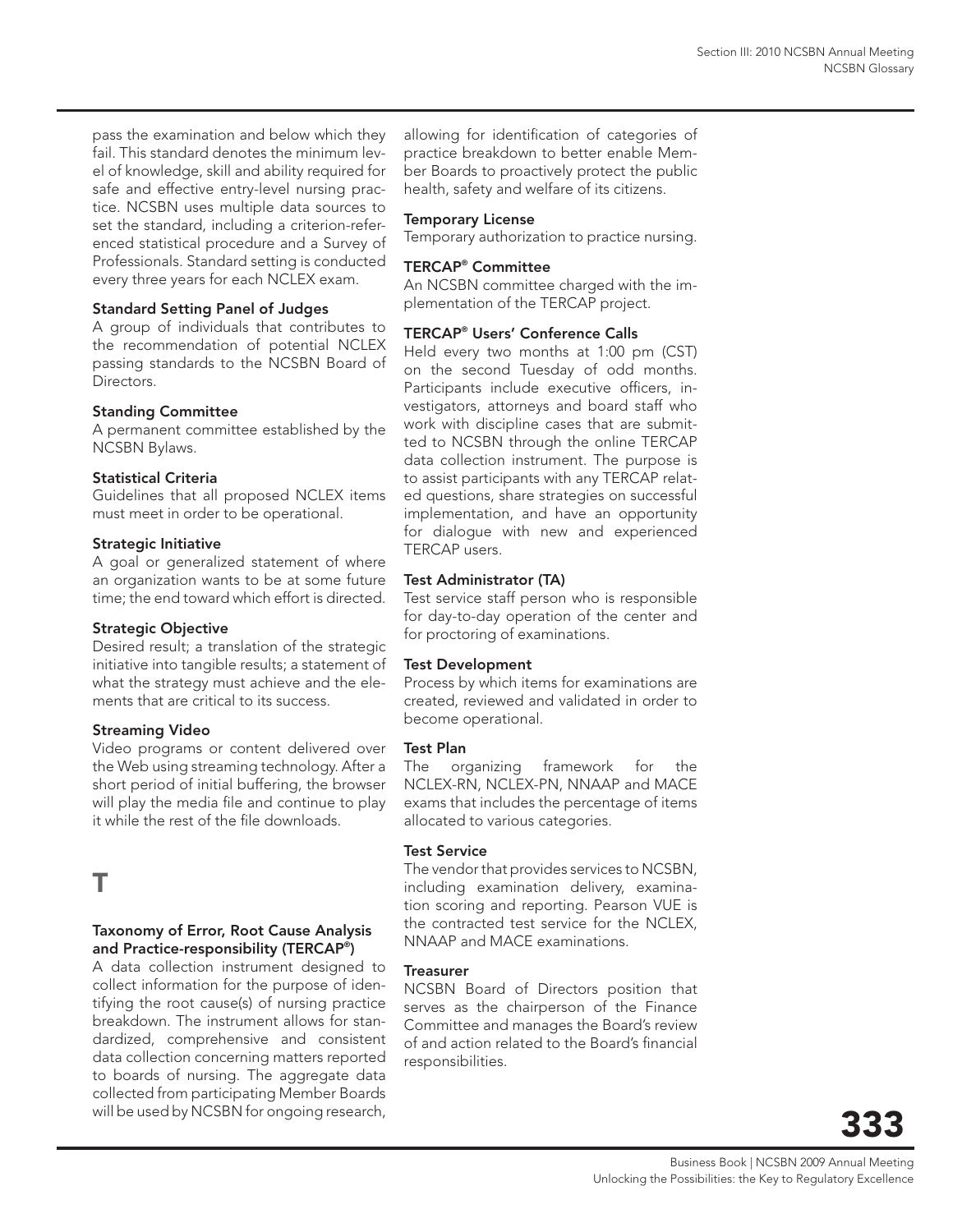pass the examination and below which they fail. This standard denotes the minimum level of knowledge, skill and ability required for safe and effective entry-level nursing practice. NCSBN uses multiple data sources to set the standard, including a criterion-referenced statistical procedure and a Survey of Professionals. Standard setting is conducted every three years for each NCLEX exam.

**Standard Setting Panel of Judges**
A group of individuals that contributes to the recommendation of potential NCLEX passing standards to the NCSBN Board of Directors.

**Standing Committee**
A permanent committee established by the NCSBN Bylaws.

**Statistical Criteria**
Guidelines that all proposed NCLEX items must meet in order to be operational.

**Strategic Initiative**
A goal or generalized statement of where an organization wants to be at some future time; the end toward which effort is directed.

**Strategic Objective**
Desired result; a translation of the strategic initiative into tangible results; a statement of what the strategy must achieve and the elements that are critical to its success.

**Streaming Video**
Video programs or content delivered over the Web using streaming technology. After a short period of initial buffering, the browser will play the media file and continue to play it while the rest of the file downloads.

# T

**Taxonomy of Error, Root Cause Analysis and Practice-responsibility (TERCAP®)**
A data collection instrument designed to collect information for the purpose of identifying the root cause(s) of nursing practice breakdown. The instrument allows for standardized, comprehensive and consistent data collection concerning matters reported to boards of nursing. The aggregate data collected from participating Member Boards will be used by NCSBN for ongoing research, allowing for identification of categories of practice breakdown to better enable Member Boards to proactively protect the public health, safety and welfare of its citizens.

**Temporary License**
Temporary authorization to practice nursing.

**TERCAP® Committee**
An NCSBN committee charged with the implementation of the TERCAP project.

**TERCAP® Users' Conference Calls**
Held every two months at 1:00 pm (CST) on the second Tuesday of odd months. Participants include executive officers, investigators, attorneys and board staff who work with discipline cases that are submitted to NCSBN through the online TERCAP data collection instrument. The purpose is to assist participants with any TERCAP related questions, share strategies on successful implementation, and have an opportunity for dialogue with new and experienced TERCAP users.

**Test Administrator (TA)**
Test service staff person who is responsible for day-to-day operation of the center and for proctoring of examinations.

**Test Development**
Process by which items for examinations are created, reviewed and validated in order to become operational.

**Test Plan**
The organizing framework for the NCLEX-RN, NCLEX-PN, NNAAP and MACE exams that includes the percentage of items allocated to various categories.

**Test Service**
The vendor that provides services to NCSBN, including examination delivery, examination scoring and reporting. Pearson VUE is the contracted test service for the NCLEX, NNAAP and MACE examinations.

**Treasurer**
NCSBN Board of Directors position that serves as the chairperson of the Finance Committee and manages the Board's review of and action related to the Board's financial responsibilities.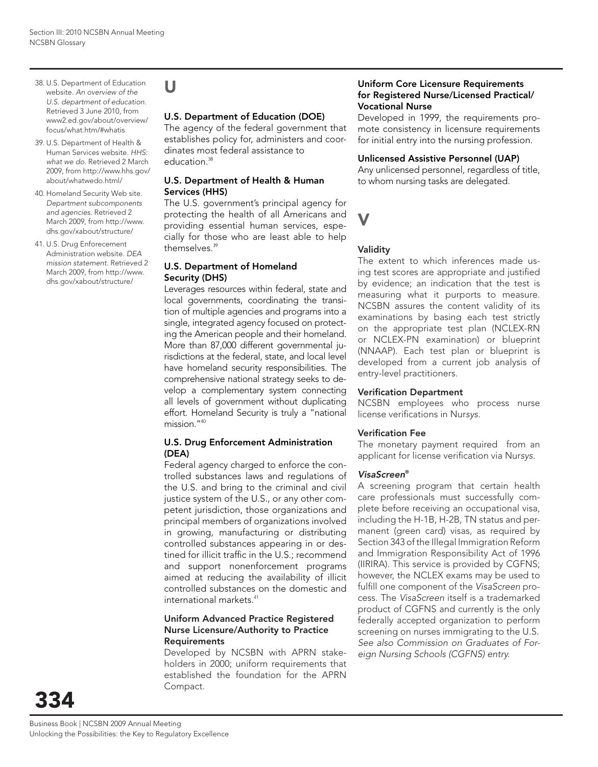## U

### U.S. Department of Education (DOE)

The agency of the federal government that establishes policy for, administers and coordinates most federal assistance to education.[38]

### U.S. Department of Health & Human Services (HHS)

The U.S. government's principal agency for protecting the health of all Americans and providing essential human services, especially for those who are least able to help themselves.[39]

### U.S. Department of Homeland Security (DHS)

Leverages resources within federal, state and local governments, coordinating the transition of multiple agencies and programs into a single, integrated agency focused on protecting the American people and their homeland. More than 87,000 different governmental jurisdictions at the federal, state, and local level have homeland security responsibilities. The comprehensive national strategy seeks to develop a complementary system connecting all levels of government without duplicating effort. Homeland Security is truly a "national mission."[40]

### U.S. Drug Enforcement Administration (DEA)

Federal agency charged to enforce the controlled substances laws and regulations of the U.S. and bring to the criminal and civil justice system of the U.S., or any other competent jurisdiction, those organizations and principal members of organizations involved in growing, manufacturing or distributing controlled substances appearing in or destined for illicit traffic in the U.S.; recommend and support nonenforcement programs aimed at reducing the availability of illicit controlled substances on the domestic and international markets.[41]

### Uniform Advanced Practice Registered Nurse Licensure/Authority to Practice Requirements

Developed by NCSBN with APRN stakeholders in 2000; uniform requirements that established the foundation for the APRN Compact.

### Uniform Core Licensure Requirements for Registered Nurse/Licensed Practical/ Vocational Nurse

Developed in 1999, the requirements promote consistency in licensure requirements for initial entry into the nursing profession.

### Unlicensed Assistive Personnel (UAP)

Any unlicensed personnel, regardless of title, to whom nursing tasks are delegated.

## V

### Validity

The extent to which inferences made using test scores are appropriate and justified by evidence; an indication that the test is measuring what it purports to measure. NCSBN assures the content validity of its examinations by basing each test strictly on the appropriate test plan (NCLEX-RN or NCLEX-PN examination) or blueprint (NNAAP). Each test plan or blueprint is developed from a current job analysis of entry-level practitioners.

### Verification Department

NCSBN employees who process nurse license verifications in Nur*sys*.

### Verification Fee

The monetary payment required from an applicant for license verification via Nur*sys*.

### *VisaScreen®*

A screening program that certain health care professionals must successfully complete before receiving an occupational visa, including the H-1B, H-2B, TN status and permanent (green card) visas, as required by Section 343 of the Illegal Immigration Reform and Immigration Responsibility Act of 1996 (IIRIRA). This service is provided by CGFNS; however, the NCLEX exams may be used to fulfill one component of the *VisaScreen* process. The *VisaScreen* itself is a trademarked product of CGFNS and currently is the only federally accepted organization to perform screening on nurses immigrating to the U.S. *See also Commission on Graduates of Foreign Nursing Schools (CGFNS) entry.*

---

38. U.S. Department of Education website. *An overview of the U.S. department of education.* Retrieved 3 June 2010, from www2.ed.gov/about/overview/focus/what.htm/#whatis
39. U.S. Department of Health & Human Services website. *HHS: what we do.* Retrieved 2 March 2009, from http://www.hhs.gov/about/whatwedo.html/
40. Homeland Security Web site. *Department subcomponents and agencies.* Retrieved 2 March 2009, from http://www.dhs.gov/xabout/structure/
41. U.S. Drug Enforcement Administration website. *DEA mission statement.* Retrieved 2 March 2009, from http://www.dhs.gov/xabout/structure/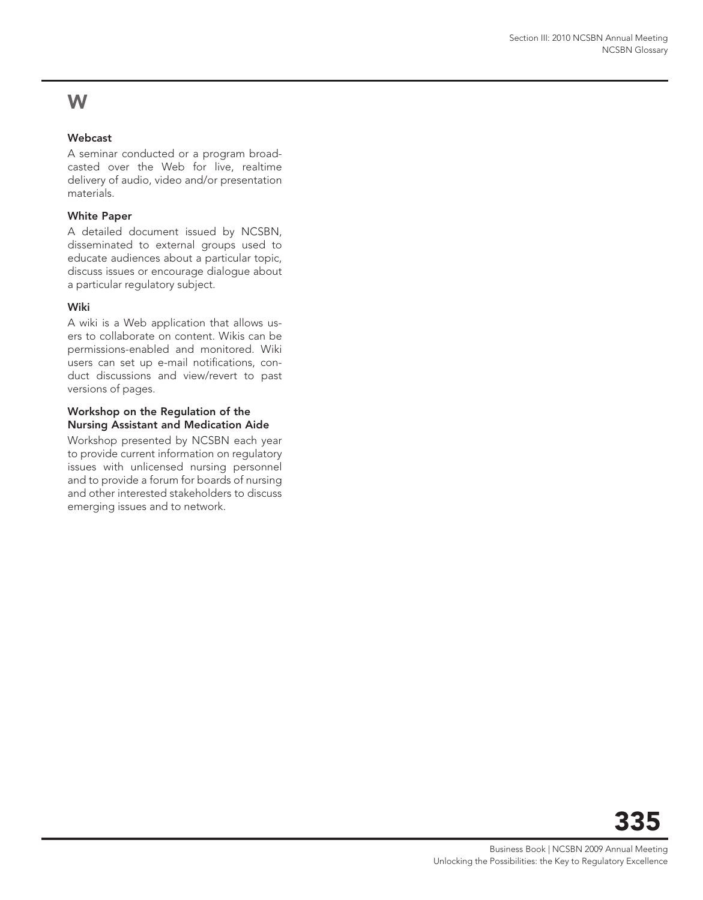# W

### Webcast

A seminar conducted or a program broadcasted over the Web for live, realtime delivery of audio, video and/or presentation materials.

### White Paper

A detailed document issued by NCSBN, disseminated to external groups used to educate audiences about a particular topic, discuss issues or encourage dialogue about a particular regulatory subject.

### Wiki

A wiki is a Web application that allows users to collaborate on content. Wikis can be permissions-enabled and monitored. Wiki users can set up e-mail notifications, conduct discussions and view/revert to past versions of pages.

### Workshop on the Regulation of the Nursing Assistant and Medication Aide

Workshop presented by NCSBN each year to provide current information on regulatory issues with unlicensed nursing personnel and to provide a forum for boards of nursing and other interested stakeholders to discuss emerging issues and to network.